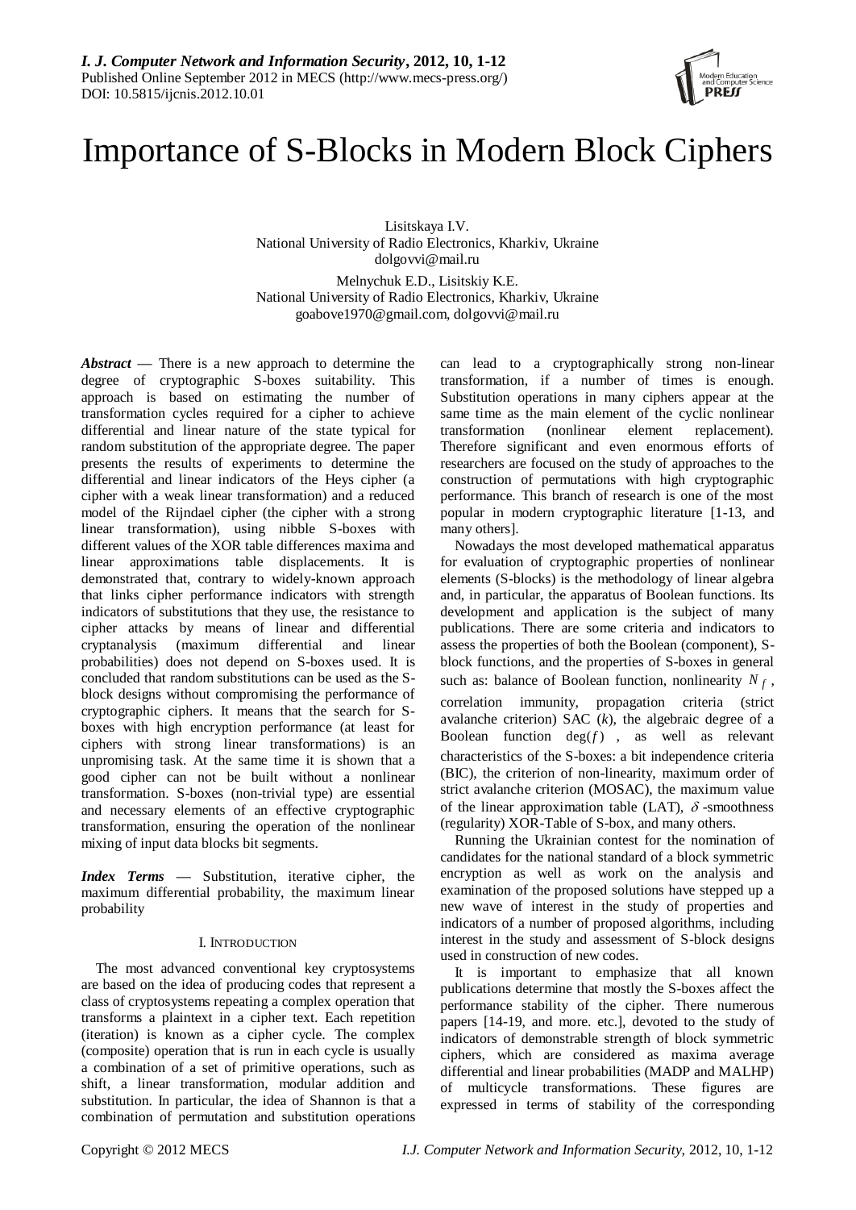# Importance of S-Blocks in Modern Block Ciphers

Lisitskaya I.V.
National University of Radio Electronics, Kharkiv, Ukraine
dolgovvi@mail.ru

Melnychuk E.D., Lisitskiy K.E.
National University of Radio Electronics, Kharkiv, Ukraine
goabove1970@gmail.com, dolgovvi@mail.ru

***Abstract*** **—** There is a new approach to determine the degree of cryptographic S-boxes suitability. This approach is based on estimating the number of transformation cycles required for a cipher to achieve differential and linear nature of the state typical for random substitution of the appropriate degree. The paper presents the results of experiments to determine the differential and linear indicators of the Heys cipher (a cipher with a weak linear transformation) and a reduced model of the Rijndael cipher (the cipher with a strong linear transformation), using nibble S-boxes with different values of the XOR table differences maxima and linear approximations table displacements. It is demonstrated that, contrary to widely-known approach that links cipher performance indicators with strength indicators of substitutions that they use, the resistance to cipher attacks by means of linear and differential cryptanalysis (maximum differential and linear probabilities) does not depend on S-boxes used. It is concluded that random substitutions can be used as the S-block designs without compromising the performance of cryptographic ciphers. It means that the search for S-boxes with high encryption performance (at least for ciphers with strong linear transformations) is an unpromising task. At the same time it is shown that a good cipher can not be built without a nonlinear transformation. S-boxes (non-trivial type) are essential and necessary elements of an effective cryptographic transformation, ensuring the operation of the nonlinear mixing of input data blocks bit segments.

***Index Terms*** **—** Substitution, iterative cipher, the maximum differential probability, the maximum linear probability

## I. Introduction

The most advanced conventional key cryptosystems are based on the idea of producing codes that represent a class of cryptosystems repeating a complex operation that transforms a plaintext in a cipher text. Each repetition (iteration) is known as a cipher cycle. The complex (composite) operation that is run in each cycle is usually a combination of a set of primitive operations, such as shift, a linear transformation, modular addition and substitution. In particular, the idea of Shannon is that a combination of permutation and substitution operations can lead to a cryptographically strong non-linear transformation, if a number of times is enough. Substitution operations in many ciphers appear at the same time as the main element of the cyclic nonlinear transformation (nonlinear element replacement). Therefore significant and even enormous efforts of researchers are focused on the study of approaches to the construction of permutations with high cryptographic performance. This branch of research is one of the most popular in modern cryptographic literature [1-13, and many others].

Nowadays the most developed mathematical apparatus for evaluation of cryptographic properties of nonlinear elements (S-blocks) is the methodology of linear algebra and, in particular, the apparatus of Boolean functions. Its development and application is the subject of many publications. There are some criteria and indicators to assess the properties of both the Boolean (component), S-block functions, and the properties of S-boxes in general such as: balance of Boolean function, nonlinearity $N_f$, correlation immunity, propagation criteria (strict avalanche criterion) SAC ($k$), the algebraic degree of a Boolean function $\deg(f)$, as well as relevant characteristics of the S-boxes: a bit independence criteria (BIC), the criterion of non-linearity, maximum order of strict avalanche criterion (MOSAC), the maximum value of the linear approximation table (LAT), $\delta$-smoothness (regularity) XOR-Table of S-box, and many others.

Running the Ukrainian contest for the nomination of candidates for the national standard of a block symmetric encryption as well as work on the analysis and examination of the proposed solutions have stepped up a new wave of interest in the study of properties and indicators of a number of proposed algorithms, including interest in the study and assessment of S-block designs used in construction of new codes.

It is important to emphasize that all known publications determine that mostly the S-boxes affect the performance stability of the cipher. There numerous papers [14-19, and more. etc.], devoted to the study of indicators of demonstrable strength of block symmetric ciphers, which are considered as maxima average differential and linear probabilities (MADP and MALHP) of multicycle transformations. These figures are expressed in terms of stability of the corresponding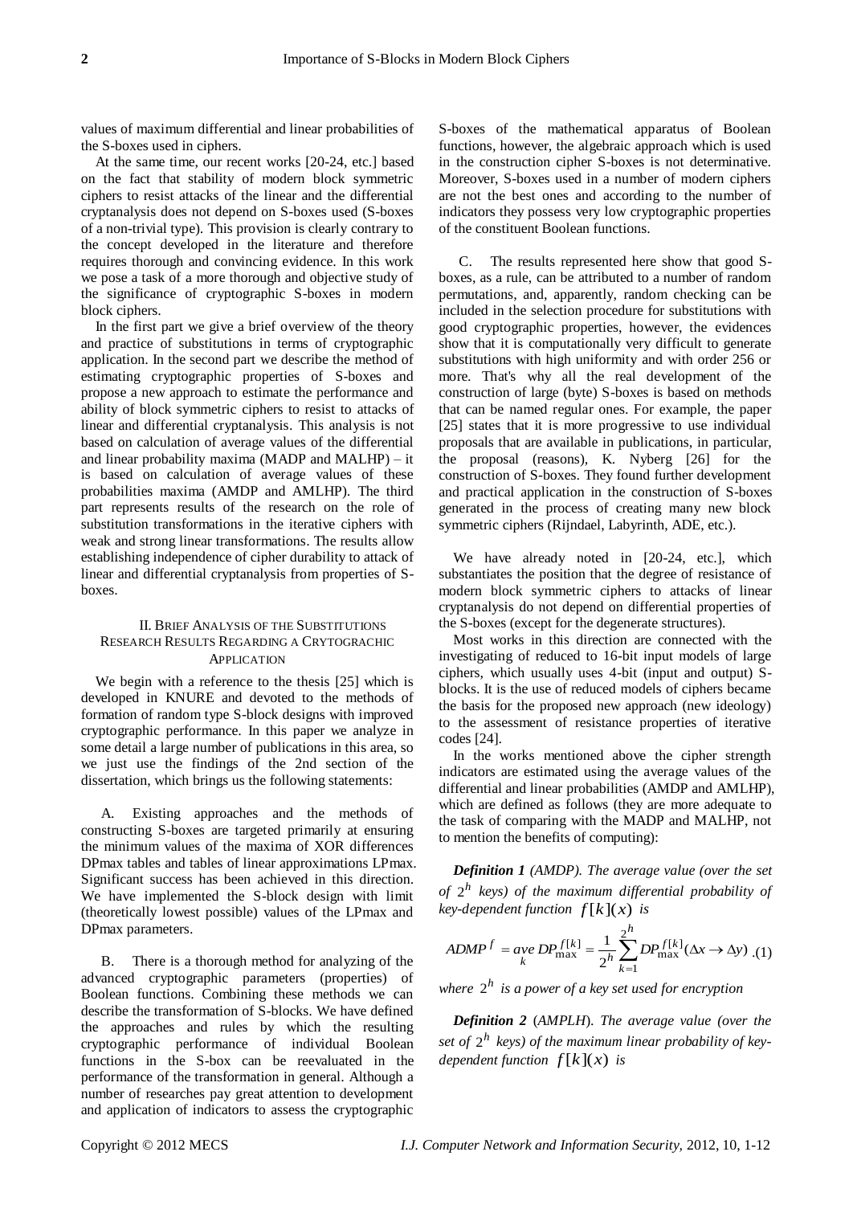values of maximum differential and linear probabilities of the S-boxes used in ciphers.

At the same time, our recent works [20-24, etc.] based on the fact that stability of modern block symmetric ciphers to resist attacks of the linear and the differential cryptanalysis does not depend on S-boxes used (S-boxes of a non-trivial type). This provision is clearly contrary to the concept developed in the literature and therefore requires thorough and convincing evidence. In this work we pose a task of a more thorough and objective study of the significance of cryptographic S-boxes in modern block ciphers.

In the first part we give a brief overview of the theory and practice of substitutions in terms of cryptographic application. In the second part we describe the method of estimating cryptographic properties of S-boxes and propose a new approach to estimate the performance and ability of block symmetric ciphers to resist to attacks of linear and differential cryptanalysis. This analysis is not based on calculation of average values of the differential and linear probability maxima (MADP and MALHP) – it is based on calculation of average values of these probabilities maxima (AMDP and AMLHP). The third part represents results of the research on the role of substitution transformations in the iterative ciphers with weak and strong linear transformations. The results allow establishing independence of cipher durability to attack of linear and differential cryptanalysis from properties of S-boxes.

## II. Brief Analysis of the Substitutions Research Results Regarding a Crytograchic Application

We begin with a reference to the thesis [25] which is developed in KNURE and devoted to the methods of formation of random type S-block designs with improved cryptographic performance. In this paper we analyze in some detail a large number of publications in this area, so we just use the findings of the 2nd section of the dissertation, which brings us the following statements:

A. Existing approaches and the methods of constructing S-boxes are targeted primarily at ensuring the minimum values of the maxima of XOR differences DPmax tables and tables of linear approximations LPmax. Significant success has been achieved in this direction. We have implemented the S-block design with limit (theoretically lowest possible) values of the LPmax and DPmax parameters.

B. There is a thorough method for analyzing of the advanced cryptographic parameters (properties) of Boolean functions. Combining these methods we can describe the transformation of S-blocks. We have defined the approaches and rules by which the resulting cryptographic performance of individual Boolean functions in the S-box can be reevaluated in the performance of the transformation in general. Although a number of researches pay great attention to development and application of indicators to assess the cryptographic S-boxes of the mathematical apparatus of Boolean functions, however, the algebraic approach which is used in the construction cipher S-boxes is not determinative. Moreover, S-boxes used in a number of modern ciphers are not the best ones and according to the number of indicators they possess very low cryptographic properties of the constituent Boolean functions.

C. The results represented here show that good S-boxes, as a rule, can be attributed to a number of random permutations, and, apparently, random checking can be included in the selection procedure for substitutions with good cryptographic properties, however, the evidences show that it is computationally very difficult to generate substitutions with high uniformity and with order 256 or more. That's why all the real development of the construction of large (byte) S-boxes is based on methods that can be named regular ones. For example, the paper [25] states that it is more progressive to use individual proposals that are available in publications, in particular, the proposal (reasons), K. Nyberg [26] for the construction of S-boxes. They found further development and practical application in the construction of S-boxes generated in the process of creating many new block symmetric ciphers (Rijndael, Labyrinth, ADE, etc.).

We have already noted in [20-24, etc.], which substantiates the position that the degree of resistance of modern block symmetric ciphers to attacks of linear cryptanalysis do not depend on differential properties of the S-boxes (except for the degenerate structures).

Most works in this direction are connected with the investigating of reduced to 16-bit input models of large ciphers, which usually uses 4-bit (input and output) S-blocks. It is the use of reduced models of ciphers became the basis for the proposed new approach (new ideology) to the assessment of resistance properties of iterative codes [24].

In the works mentioned above the cipher strength indicators are estimated using the average values of the differential and linear probabilities (AMDP and AMLHP), which are defined as follows (they are more adequate to the task of comparing with the MADP and MALHP, not to mention the benefits of computing):

***Definition 1*** *(AMDP). The average value (over the set of $2^h$ keys) of the maximum differential probability of key-dependent function $f[k](x)$ is*

$$ADMP^{f} = \underset{k}{ave}\, DP_{\max}^{f[k]} = \frac{1}{2^h}\sum_{k=1}^{2^h} DP_{\max}^{f[k]}(\Delta x \to \Delta y) \quad (1)$$

*where $2^h$ is a power of a key set used for encryption*

***Definition 2*** (*AMPLH*). *The average value (over the set of $2^h$ keys) of the maximum linear probability of key-dependent function $f[k](x)$ is*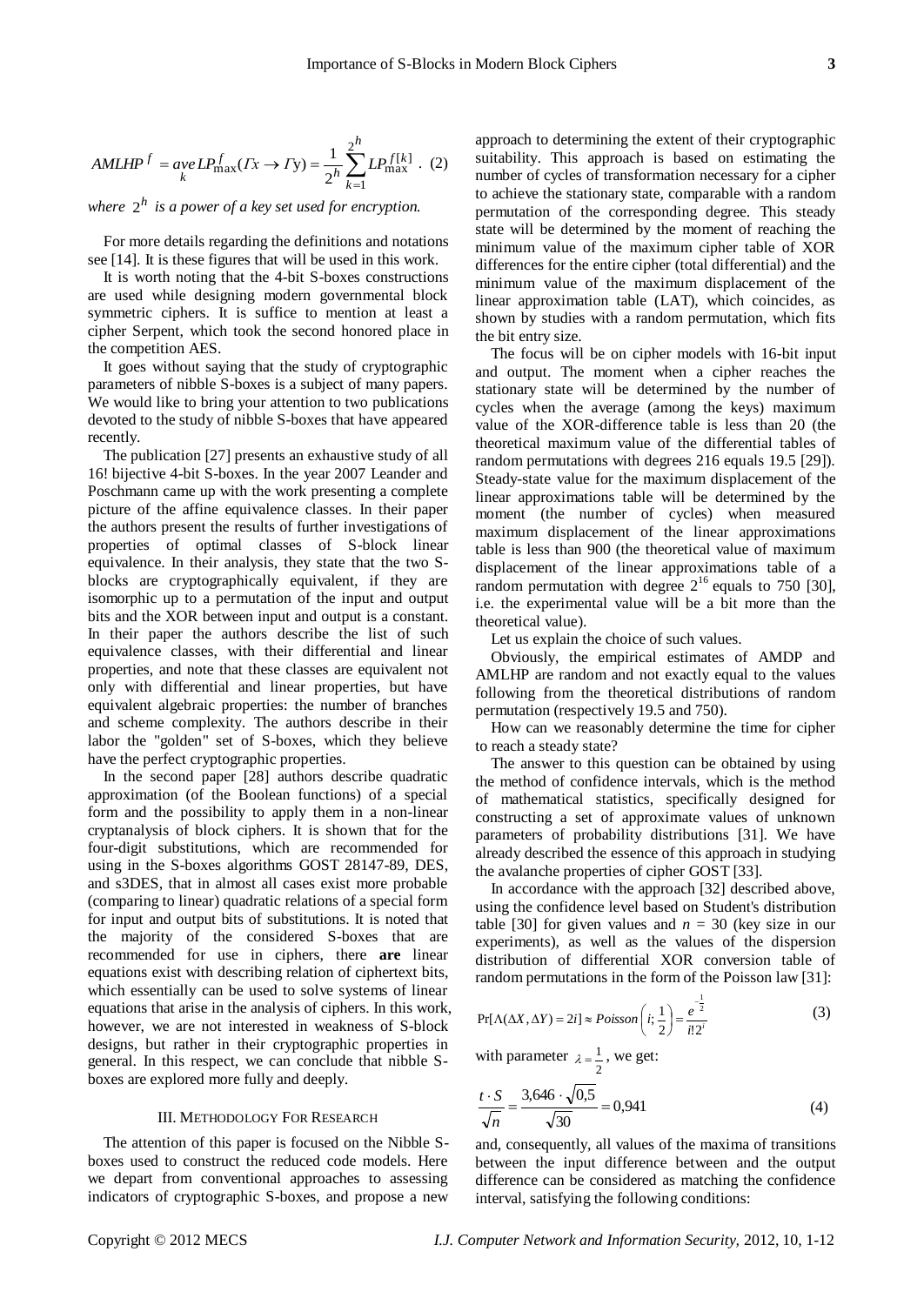$$AMLHP^{f} = \underset{k}{ave} LP_{\max}^{f}(\Gamma x \to \Gamma y) = \frac{1}{2^h}\sum_{k=1}^{2^h} LP_{\max}^{f[k]} . \quad (2)$$

*where* $2^h$ *is a power of a key set used for encryption.*

For more details regarding the definitions and notations see [14]. It is these figures that will be used in this work.

It is worth noting that the 4-bit S-boxes constructions are used while designing modern governmental block symmetric ciphers. It is suffice to mention at least a cipher Serpent, which took the second honored place in the competition AES.

It goes without saying that the study of cryptographic parameters of nibble S-boxes is a subject of many papers. We would like to bring your attention to two publications devoted to the study of nibble S-boxes that have appeared recently.

The publication [27] presents an exhaustive study of all 16! bijective 4-bit S-boxes. In the year 2007 Leander and Poschmann came up with the work presenting a complete picture of the affine equivalence classes. In their paper the authors present the results of further investigations of properties of optimal classes of S-block linear equivalence. In their analysis, they state that the two S-blocks are cryptographically equivalent, if they are isomorphic up to a permutation of the input and output bits and the XOR between input and output is a constant. In their paper the authors describe the list of such equivalence classes, with their differential and linear properties, and note that these classes are equivalent not only with differential and linear properties, but have equivalent algebraic properties: the number of branches and scheme complexity. The authors describe in their labor the "golden" set of S-boxes, which they believe have the perfect cryptographic properties.

In the second paper [28] authors describe quadratic approximation (of the Boolean functions) of a special form and the possibility to apply them in a non-linear cryptanalysis of block ciphers. It is shown that for the four-digit substitutions, which are recommended for using in the S-boxes algorithms GOST 28147-89, DES, and s3DES, that in almost all cases exist more probable (comparing to linear) quadratic relations of a special form for input and output bits of substitutions. It is noted that the majority of the considered S-boxes that are recommended for use in ciphers, there **are** linear equations exist with describing relation of ciphertext bits, which essentially can be used to solve systems of linear equations that arise in the analysis of ciphers. In this work, however, we are not interested in weakness of S-block designs, but rather in their cryptographic properties in general. In this respect, we can conclude that nibble S-boxes are explored more fully and deeply.

## III. Methodology For Research

The attention of this paper is focused on the Nibble S-boxes used to construct the reduced code models. Here we depart from conventional approaches to assessing indicators of cryptographic S-boxes, and propose a new approach to determining the extent of their cryptographic suitability. This approach is based on estimating the number of cycles of transformation necessary for a cipher to achieve the stationary state, comparable with a random permutation of the corresponding degree. This steady state will be determined by the moment of reaching the minimum value of the maximum cipher table of XOR differences for the entire cipher (total differential) and the minimum value of the maximum displacement of the linear approximation table (LAT), which coincides, as shown by studies with a random permutation, which fits the bit entry size.

The focus will be on cipher models with 16-bit input and output. The moment when a cipher reaches the stationary state will be determined by the number of cycles when the average (among the keys) maximum value of the XOR-difference table is less than 20 (the theoretical maximum value of the differential tables of random permutations with degrees 216 equals 19.5 [29]). Steady-state value for the maximum displacement of the linear approximations table will be determined by the moment (the number of cycles) when measured maximum displacement of the linear approximations table is less than 900 (the theoretical value of maximum displacement of the linear approximations table of a random permutation with degree $2^{16}$ equals to 750 [30], i.e. the experimental value will be a bit more than the theoretical value).

Let us explain the choice of such values.

Obviously, the empirical estimates of AMDP and AMLHP are random and not exactly equal to the values following from the theoretical distributions of random permutation (respectively 19.5 and 750).

How can we reasonably determine the time for cipher to reach a steady state?

The answer to this question can be obtained by using the method of confidence intervals, which is the method of mathematical statistics, specifically designed for constructing a set of approximate values of unknown parameters of probability distributions [31]. We have already described the essence of this approach in studying the avalanche properties of cipher GOST [33].

In accordance with the approach [32] described above, using the confidence level based on Student's distribution table [30] for given values and $n$ = 30 (key size in our experiments), as well as the values of the dispersion distribution of differential XOR conversion table of random permutations in the form of the Poisson law [31]:

$$\Pr[\Lambda(\Delta X, \Delta Y) = 2i] \approx Poisson\left(i; \frac{1}{2}\right) = \frac{e^{-\frac{1}{2}}}{i! 2^i} \quad (3)$$

with parameter $\lambda = \frac{1}{2}$, we get:

$$\frac{t \cdot S}{\sqrt{n}} = \frac{3{,}646 \cdot \sqrt{0{,}5}}{\sqrt{30}} = 0{,}941 \quad (4)$$

and, consequently, all values of the maxima of transitions between the input difference between and the output difference can be considered as matching the confidence interval, satisfying the following conditions: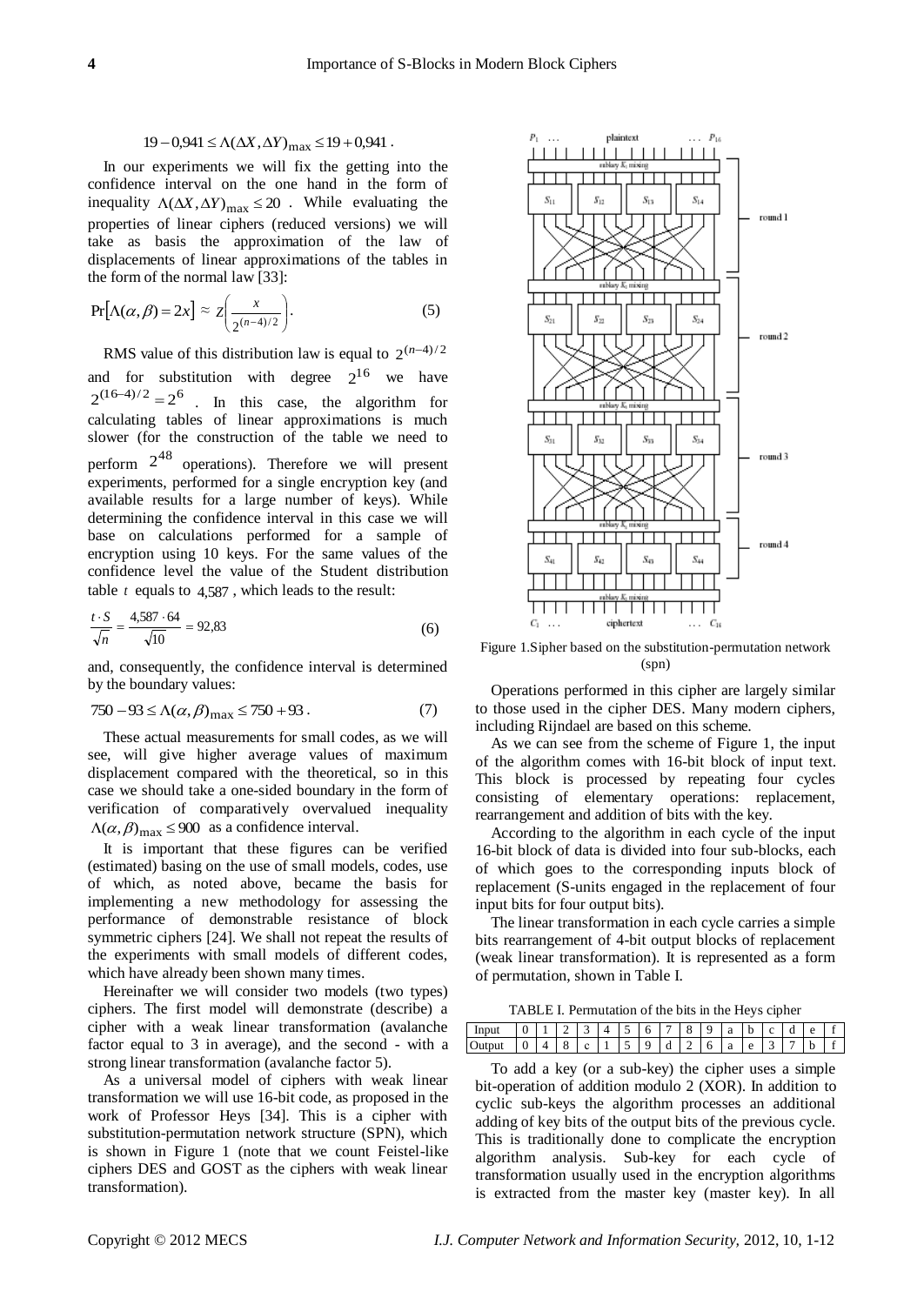$$19 - 0{,}941 \le \Lambda(\Delta X, \Delta Y)_{\max} \le 19 + 0{,}941 .$$

In our experiments we will fix the getting into the confidence interval on the one hand in the form of inequality $\Lambda(\Delta X, \Delta Y)_{\max} \le 20$ . While evaluating the properties of linear ciphers (reduced versions) we will take as basis the approximation of the law of displacements of linear approximations of the tables in the form of the normal law [33]:

$$\Pr[\Lambda(\alpha, \beta) = 2x] \approx Z\left(\frac{x}{2^{(n-4)/2}}\right). \tag{5}$$

RMS value of this distribution law is equal to $2^{(n-4)/2}$ and for substitution with degree $2^{16}$ we have $2^{(16-4)/2} = 2^6$ . In this case, the algorithm for calculating tables of linear approximations is much slower (for the construction of the table we need to perform $2^{48}$ operations). Therefore we will present experiments, performed for a single encryption key (and available results for a large number of keys). While determining the confidence interval in this case we will base on calculations performed for a sample of encryption using 10 keys. For the same values of the confidence level the value of the Student distribution table $t$ equals to $4{,}587$ , which leads to the result:

$$\frac{t \cdot S}{\sqrt{n}} = \frac{4{,}587 \cdot 64}{\sqrt{10}} = 92{,}83 \tag{6}$$

and, consequently, the confidence interval is determined by the boundary values:

$$750 - 93 \le \Lambda(\alpha, \beta)_{\max} \le 750 + 93 . \tag{7}$$

These actual measurements for small codes, as we will see, will give higher average values of maximum displacement compared with the theoretical, so in this case we should take a one-sided boundary in the form of verification of comparatively overvalued inequality $\Lambda(\alpha, \beta)_{\max} \le 900$ as a confidence interval.

It is important that these figures can be verified (estimated) basing on the use of small models, codes, use of which, as noted above, became the basis for implementing a new methodology for assessing the performance of demonstrable resistance of block symmetric ciphers [24]. We shall not repeat the results of the experiments with small models of different codes, which have already been shown many times.

Hereinafter we will consider two models (two types) ciphers. The first model will demonstrate (describe) a cipher with a weak linear transformation (avalanche factor equal to 3 in average), and the second - with a strong linear transformation (avalanche factor 5).

As a universal model of ciphers with weak linear transformation we will use 16-bit code, as proposed in the work of Professor Heys [34]. This is a cipher with substitution-permutation network structure (SPN), which is shown in Figure 1 (note that we count Feistel-like ciphers DES and GOST as the ciphers with weak linear transformation).

$P_1$ ... plaintext ... $P_{16}$

subkey $K_1$ mixing

$S_{11}$ $S_{12}$ $S_{13}$ $S_{14}$

round 1

subkey $K_2$ mixing

$S_{21}$ $S_{22}$ $S_{23}$ $S_{24}$

round 2

subkey $K_3$ mixing

$S_{31}$ $S_{32}$ $S_{33}$ $S_{34}$

round 3

subkey $K_4$ mixing

$S_{41}$ $S_{42}$ $S_{43}$ $S_{44}$

round 4

subkey $K_5$ mixing

$C_1$ ... ciphertext ... $C_{16}$

Figure 1.Sipher based on the substitution-permutation network (spn)

Operations performed in this cipher are largely similar to those used in the cipher DES. Many modern ciphers, including Rijndael are based on this scheme.

As we can see from the scheme of Figure 1, the input of the algorithm comes with 16-bit block of input text. This block is processed by repeating four cycles consisting of elementary operations: replacement, rearrangement and addition of bits with the key.

According to the algorithm in each cycle of the input 16-bit block of data is divided into four sub-blocks, each of which goes to the corresponding inputs block of replacement (S-units engaged in the replacement of four input bits for four output bits).

The linear transformation in each cycle carries a simple bits rearrangement of 4-bit output blocks of replacement (weak linear transformation). It is represented as a form of permutation, shown in Table I.

TABLE I. Permutation of the bits in the Heys cipher

| | | | | | | | | | | | | | | | | |
|---|---|---|---|---|---|---|---|---|---|---|---|---|---|---|---|---|
| Input | 0 | 1 | 2 | 3 | 4 | 5 | 6 | 7 | 8 | 9 | a | b | c | d | e | f |
| Output | 0 | 4 | 8 | c | 1 | 5 | 9 | d | 2 | 6 | a | e | 3 | 7 | b | f |

To add a key (or a sub-key) the cipher uses a simple bit-operation of addition modulo 2 (XOR). In addition to cyclic sub-keys the algorithm processes an additional adding of key bits of the output bits of the previous cycle. This is traditionally done to complicate the encryption algorithm analysis. Sub-key for each cycle of transformation usually used in the encryption algorithms is extracted from the master key (master key). In all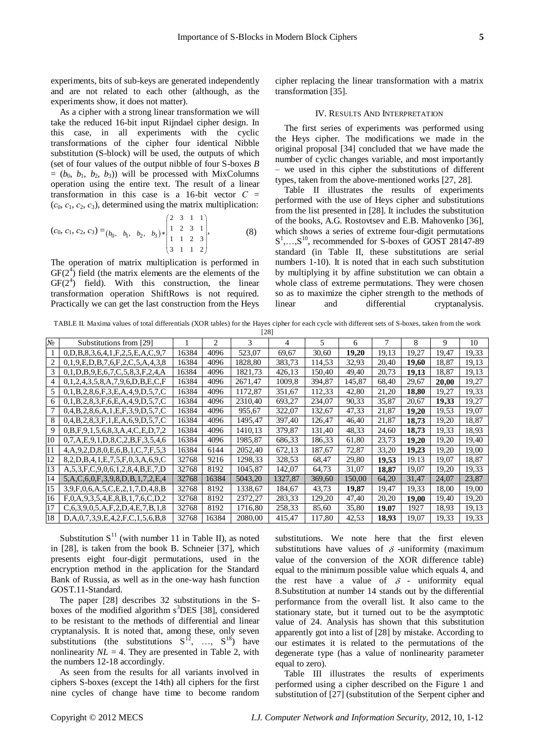experiments, bits of sub-keys are generated independently and are not related to each other (although, as the experiments show, it does not matter).

As a cipher with a strong linear transformation we will take the reduced 16-bit input Rijndael cipher design. In this case, in all experiments with the cyclic transformations of the cipher four identical Nibble substitution (S-block) will be used, the outputs of which (set of four values of the output nibble of four S-boxes $B = (b_0, b_1, b_2, b_3)$) will be processed with MixColumns operation using the entire text. The result of a linear transformation in this case is a 16-bit vector $C = (c_0, c_1, c_2, c_3)$, determined using the matrix multiplication:

$$(c_0, c_1, c_2, c_3) = (b_0, \ b_1, \ b_2, \ b_3) * \begin{pmatrix} 2 & 3 & 1 & 1 \\ 1 & 2 & 3 & 1 \\ 1 & 1 & 2 & 3 \\ 3 & 1 & 1 & 2 \end{pmatrix}, \qquad (8)$$

The operation of matrix multiplication is performed in $GF(2^4)$ field (the matrix elements are the elements of the $GF(2^4)$ field). With this construction, the linear transformation operation ShiftRows is not required. Practically we can get the last construction from the Heys cipher replacing the linear transformation with a matrix transformation [35].

## IV. Results And Interpretation

The first series of experiments was performed using the Heys cipher. The modifications we made in the original proposal [34] concluded that we have made the number of cyclic changes variable, and most importantly – we used in this cipher the substitutions of different types, taken from the above-mentioned works [27, 28].

Table II illustrates the results of experiments performed with the use of Heys cipher and substitutions from the list presented in [28]. It includes the substitution of the books, A.G. Rostovtsev and E.B. Mahovenko [36], which shows a series of extreme four-digit permutations $S^1, \ldots, S^{10}$, recommended for S-boxes of GOST 28147-89 standard (in Table II, these substitutions are serial numbers 1-10). It is noted that in each such substitution by multiplying it by affine substitution we can obtain a whole class of extreme permutations. They were chosen so as to maximize the cipher strength to the methods of linear and differential cryptanalysis.

TABLE II. Maxima values of total differentials (XOR tables) for the Hayes cipher for each cycle with different sets of S-boxes, taken from the work [28]

| № | Substitutions from [29] | 1 | 2 | 3 | 4 | 5 | 6 | 7 | 8 | 9 | 10 |
|---|---|---|---|---|---|---|---|---|---|---|---|
| 1 | 0,D,B,8,3,6,4,1,F,2,5,E,A,C,9,7 | 16384 | 4096 | 523,07 | 69,67 | 30,60 | **19,20** | 19,13 | 19,27 | 19,47 | 19,33 |
| 2 | 0,1,9,E,D,B,7,6,F,2,C,5,A,4,3,8 | 16384 | 4096 | 1828,80 | 383,73 | 114,53 | 32,93 | 20,40 | **19,60** | 18,87 | 19,13 |
| 3 | 0,1,D,B,9,E,6,7,C,5,8,3,F,2,4,A | 16384 | 4096 | 1821,73 | 426,13 | 150,40 | 49,40 | 20,73 | **19,13** | 18,87 | 19,13 |
| 4 | 0,1,2,4,3,5,8,A,7,9,6,D,B,E,C,F | 16384 | 4096 | 2671,47 | 1009,8 | 394,87 | 145,87 | 68,40 | 29,67 | **20,00** | 19,27 |
| 5 | 0,1,B,2,8,6,F,3,E,A,4,9,D,5,7,C | 16384 | 4096 | 1172,87 | 351,67 | 112,33 | 42,80 | 21,20 | **18,80** | 19,27 | 19,33 |
| 6 | 0,1,B,2,8,3,F,6,E,A,4,9,D,5,7,C | 16384 | 4096 | 2310,40 | 693,27 | 234,07 | 90,33 | 35,87 | 20,67 | **19,33** | 19,27 |
| 7 | 0,4,B,2,8,6,A,1,E,F,3,9,D,5,7,C | 16384 | 4096 | 955,67 | 322,07 | 132,67 | 47,33 | 21,87 | **19,20** | 19,53 | 19,07 |
| 8 | 0,4,B,2,8,3,F,1,E,A,6,9,D,5,7,C | 16384 | 4096 | 1495,47 | 397,40 | 126,47 | 46,40 | 21,87 | **18,73** | 19,20 | 18,87 |
| 9 | 0,B,F,9,1,5,6,8,3,A,4,C,E,D,7,2 | 16384 | 4096 | 1410,13 | 379,87 | 131,40 | 48,33 | 24,60 | **18,73** | 19,33 | 18,93 |
| 10 | 0,7,A,E,9,1,D,8,C,2,B,F,3,5,4,6 | 16384 | 4096 | 1985,87 | 686,33 | 186,33 | 61,80 | 23,73 | **19,20** | 19,20 | 19,40 |
| 11 | 4,A,9,2,D,8,0,E,6,B,1,C,7,F,5,3 | 16384 | 6144 | 2052,40 | 672,13 | 187,67 | 72,87 | 33,20 | **19,23** | 19,20 | 19,00 |
| 12 | 8,2,D,B,4,1,E,7,5,F,0,3,A,6,9,C | 32768 | 9216 | 1298,33 | 328,53 | 68,47 | 29,80 | **19,53** | 19.13 | 19,07 | 18,87 |
| 13 | A,5,3,F,C,9,0,6,1,2,8,4,B,E,7,D | 32768 | 8192 | 1045,87 | 142,07 | 64,73 | 31,07 | **18,87** | 19,07 | 19,20 | 19,33 |
| 14 | 5,A,C,6,0,F,3,9,8,D,B,1,7,2,E,4 | 32768 | 16384 | 5043,20 | 1327,87 | 369,60 | 150,00 | 64,20 | 31,47 | 24,07 | 23,87 |
| 15 | 3,9,F,0,6,A,5,C,E,2,1,7,D,4,8,B | 32768 | 8192 | 1338,67 | 184,67 | 43,73 | **19,87** | 19,47 | 19,33 | 18,00 | 19,00 |
| 16 | F,0,A,9,3,5,4,E,8,B,1,7,6,C,D,2 | 32768 | 8192 | 2372,27 | 283,33 | 129,20 | 47,40 | 20,20 | **19,00** | 19,40 | 19,20 |
| 17 | C,6,3,9,0,5,A,F,2,D,4,E,7,B,1,8 | 32768 | 8192 | 1716,80 | 258,33 | 85,60 | 35,80 | **19.07** | 1927 | 18,93 | 19,13 |
| 18 | D,A,0,7,3,9,E,4,2,F,C,1,5,6,B,8 | 32768 | 16384 | 2080,00 | 415,47 | 117,80 | 42,53 | **18,93** | 19,07 | 19,33 | 19,33 |

Substitution $S^{11}$ (with number 11 in Table II), as noted in [28], is taken from the book B. Schneier [37], which presents eight four-digit permutations, used in the encryption method in the application for the Standard Bank of Russia, as well as in the one-way hash function GOST.11-Standard.

The paper [28] describes 32 substitutions in the S-boxes of the modified algorithm $s^3$DES [38], considered to be resistant to the methods of differential and linear cryptanalysis. It is noted that, among these, only seven substitutions (the substitutions $S^{12}, \ldots, S^{18}$) have nonlinearity $NL = 4$. They are presented in Table 2, with the numbers 12-18 accordingly.

As seen from the results for all variants involved in ciphers S-boxes (except the 14th) all ciphers for the first nine cycles of change have time to become random substitutions. We note here that the first eleven substitutions have values of $\delta$-uniformity (maximum value of the conversion of the XOR difference table) equal to the minimum possible value which equals 4, and the rest have a value of $\delta$ - uniformity equal 8.Substitution at number 14 stands out by the differential performance from the overall list. It also came to the stationary state, but it turned out to be the asymptotic value of 24. Analysis has shown that this substitution apparently got into a list of [28] by mistake. According to our estimates it is related to the permutations of the degenerate type (has a value of nonlinearity parameter equal to zero).

Table III illustrates the results of experiments performed using a cipher described on the Figure 1 and substitution of [27] (substitution of the Serpent cipher and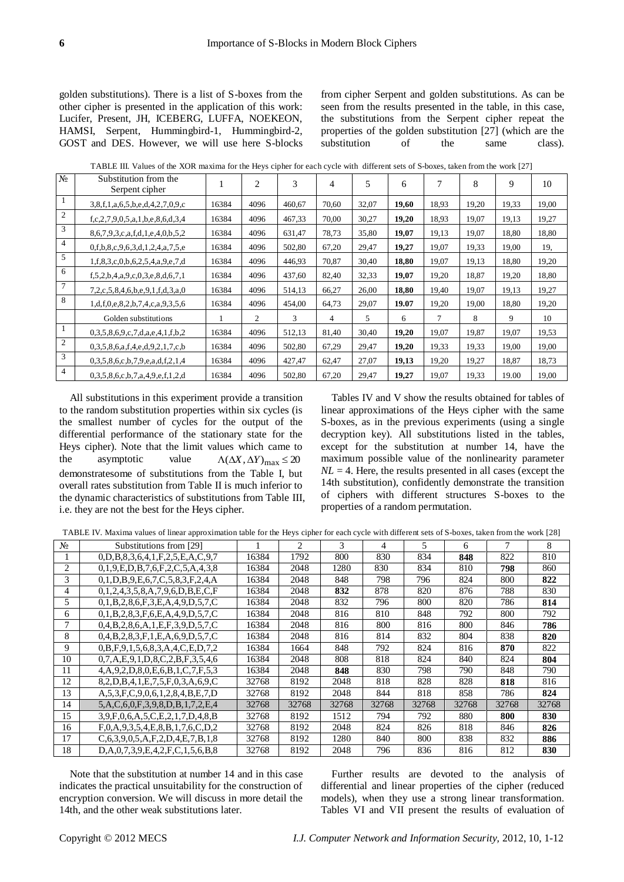golden substitutions). There is a list of S-boxes from the other cipher is presented in the application of this work: Lucifer, Present, JH, ICEBERG, LUFFA, NOEKEON, HAMSI, Serpent, Hummingbird-1, Hummingbird-2, GOST and DES. However, we will use here S-blocks from cipher Serpent and golden substitutions. As can be seen from the results presented in the table, in this case, the substitutions from the Serpent cipher repeat the properties of the golden substitution [27] (which are the substitution of the same class).

TABLE III. Values of the XOR maxima for the Heys cipher for each cycle with different sets of S-boxes, taken from the work [27]

| № | Substitution from the Serpent cipher | 1 | 2 | 3 | 4 | 5 | 6 | 7 | 8 | 9 | 10 |
|---|---|---|---|---|---|---|---|---|---|---|---|
| 1 | 3,8,f,1,a,6,5,b,e,d,4,2,7,0,9,c | 16384 | 4096 | 460,67 | 70,60 | 32,07 | **19,60** | 18,93 | 19,20 | 19,33 | 19,00 |
| 2 | f,c,2,7,9,0,5,a,1,b,e,8,6,d,3,4 | 16384 | 4096 | 467,33 | 70,00 | 30,27 | **19,20** | 18,93 | 19,07 | 19,13 | 19,27 |
| 3 | 8,6,7,9,3,c,a,f,d,1,e,4,0,b,5,2 | 16384 | 4096 | 631,47 | 78,73 | 35,80 | **19,07** | 19,13 | 19,07 | 18,80 | 18,80 |
| 4 | 0,f,b,8,c,9,6,3,d,1,2,4,a,7,5,e | 16384 | 4096 | 502,80 | 67,20 | 29,47 | **19,27** | 19,07 | 19,33 | 19,00 | 19, |
| 5 | 1,f,8,3,c,0,b,6,2,5,4,a,9,e,7,d | 16384 | 4096 | 446,93 | 70,87 | 30,40 | **18,80** | 19,07 | 19,13 | 18,80 | 19,20 |
| 6 | f,5,2,b,4,a,9,c,0,3,e,8,d,6,7,1 | 16384 | 4096 | 437,60 | 82,40 | 32,33 | **19,07** | 19,20 | 18,87 | 19,20 | 18,80 |
| 7 | 7,2,c,5,8,4,6,b,e,9,1,f,d,3,a,0 | 16384 | 4096 | 514,13 | 66,27 | 26,00 | **18,80** | 19,40 | 19,07 | 19,13 | 19,27 |
| 8 | 1,d,f,0,e,8,2,b,7,4,c,a,9,3,5,6 | 16384 | 4096 | 454,00 | 64,73 | 29,07 | **19.07** | 19,20 | 19,00 | 18,80 | 19,20 |
| | Golden substitutions | 1 | 2 | 3 | 4 | 5 | 6 | 7 | 8 | 9 | 10 |
| 1 | 0,3,5,8,6,9,c,7,d,a,e,4,1,f,b,2 | 16384 | 4096 | 512,13 | 81,40 | 30,40 | **19,20** | 19,07 | 19,87 | 19,07 | 19,53 |
| 2 | 0,3,5,8,6,a,f,4,e,d,9,2,1,7,c,b | 16384 | 4096 | 502,80 | 67,29 | 29,47 | **19,20** | 19,33 | 19,33 | 19,00 | 19,00 |
| 3 | 0,3,5,8,6,c,b,7,9,e,a,d,f,2,1,4 | 16384 | 4096 | 427,47 | 62,47 | 27,07 | **19,13** | 19,20 | 19,27 | 18,87 | 18,73 |
| 4 | 0,3,5,8,6,c,b,7,a,4,9,e,f,1,2,d | 16384 | 4096 | 502,80 | 67,20 | 29,47 | **19,27** | 19,07 | 19,33 | 19.00 | 19,00 |

All substitutions in this experiment provide a transition to the random substitution properties within six cycles (is the smallest number of cycles for the output of the differential performance of the stationary state for the Heys cipher). Note that the limit values which came to the asymptotic value $\Lambda(\Delta X, \Delta Y)_{\max} \leq 20$ demonstratesome of substitutions from the Table I, but overall rates substitution from Table II is much inferior to the dynamic characteristics of substitutions from Table III, i.e. they are not the best for the Heys cipher.

Tables IV and V show the results obtained for tables of linear approximations of the Heys cipher with the same S-boxes, as in the previous experiments (using a single decryption key). All substitutions listed in the tables, except for the substitution at number 14, have the maximum possible value of the nonlinearity parameter $NL = 4$. Here, the results presented in all cases (except the 14th substitution), confidently demonstrate the transition of ciphers with different structures S-boxes to the properties of a random permutation.

TABLE IV. Maxima values of linear approximation table for the Heys cipher for each cycle with different sets of S-boxes, taken from the work [28]

| № | Substitutions from [29] | 1 | 2 | 3 | 4 | 5 | 6 | 7 | 8 |
|---|---|---|---|---|---|---|---|---|---|
| 1 | 0,D,B,8,3,6,4,1,F,2,5,E,A,C,9,7 | 16384 | 1792 | 800 | 830 | 834 | **848** | 822 | 810 |
| 2 | 0,1,9,E,D,B,7,6,F,2,C,5,A,4,3,8 | 16384 | 2048 | 1280 | 830 | 834 | 810 | **798** | 860 |
| 3 | 0,1,D,B,9,E,6,7,C,5,8,3,F,2,4,A | 16384 | 2048 | 848 | 798 | 796 | 824 | 800 | **822** |
| 4 | 0,1,2,4,3,5,8,A,7,9,6,D,B,E,C,F | 16384 | 2048 | **832** | 878 | 820 | 876 | 788 | 830 |
| 5 | 0,1,B,2,8,6,F,3,E,A,4,9,D,5,7,C | 16384 | 2048 | 832 | 796 | 800 | 820 | 786 | **814** |
| 6 | 0,1,B,2,8,3,F,6,E,A,4,9,D,5,7,C | 16384 | 2048 | 816 | 810 | 848 | 792 | 800 | 792 |
| 7 | 0,4,B,2,8,6,A,1,E,F,3,9,D,5,7,C | 16384 | 2048 | 816 | 800 | 816 | 800 | 846 | **786** |
| 8 | 0,4,B,2,8,3,F,1,E,A,6,9,D,5,7,C | 16384 | 2048 | 816 | 814 | 832 | 804 | 838 | **820** |
| 9 | 0,B,F,9,1,5,6,8,3,A,4,C,E,D,7,2 | 16384 | 1664 | 848 | 792 | 824 | 816 | **870** | 822 |
| 10 | 0,7,A,E,9,1,D,8,C,2,B,F,3,5,4,6 | 16384 | 2048 | 808 | 818 | 824 | 840 | 824 | **804** |
| 11 | 4,A,9,2,D,8,0,E,6,B,1,C,7,F,5,3 | 16384 | 2048 | **848** | 830 | 798 | 790 | 848 | 790 |
| 12 | 8,2,D,B,4,1,E,7,5,F,0,3,A,6,9,C | 32768 | 8192 | 2048 | 818 | 828 | 828 | **818** | 816 |
| 13 | A,5,3,F,C,9,0,6,1,2,8,4,B,E,7,D | 32768 | 8192 | 2048 | 844 | 818 | 858 | 786 | **824** |
| 14 | 5,A,C,6,0,F,3,9,8,D,B,1,7,2,E,4 | 32768 | 32768 | 32768 | 32768 | 32768 | 32768 | 32768 | 32768 |
| 15 | 3,9,F,0,6,A,5,C,E,2,1,7,D,4,8,B | 32768 | 8192 | 1512 | 794 | 792 | 880 | **800** | **830** |
| 16 | F,0,A,9,3,5,4,E,8,B,1,7,6,C,D,2 | 32768 | 8192 | 2048 | 824 | 826 | 818 | 846 | **826** |
| 17 | C,6,3,9,0,5,A,F,2,D,4,E,7,B,1,8 | 32768 | 8192 | 1280 | 840 | 800 | 838 | 832 | **886** |
| 18 | D,A,0,7,3,9,E,4,2,F,C,1,5,6,B,8 | 32768 | 8192 | 2048 | 796 | 836 | 816 | 812 | **830** |

Note that the substitution at number 14 and in this case indicates the practical unsuitability for the construction of encryption conversion. We will discuss in more detail the 14th, and the other weak substitutions later.

Further results are devoted to the analysis of differential and linear properties of the cipher (reduced models), when they use a strong linear transformation. Tables VI and VII present the results of evaluation of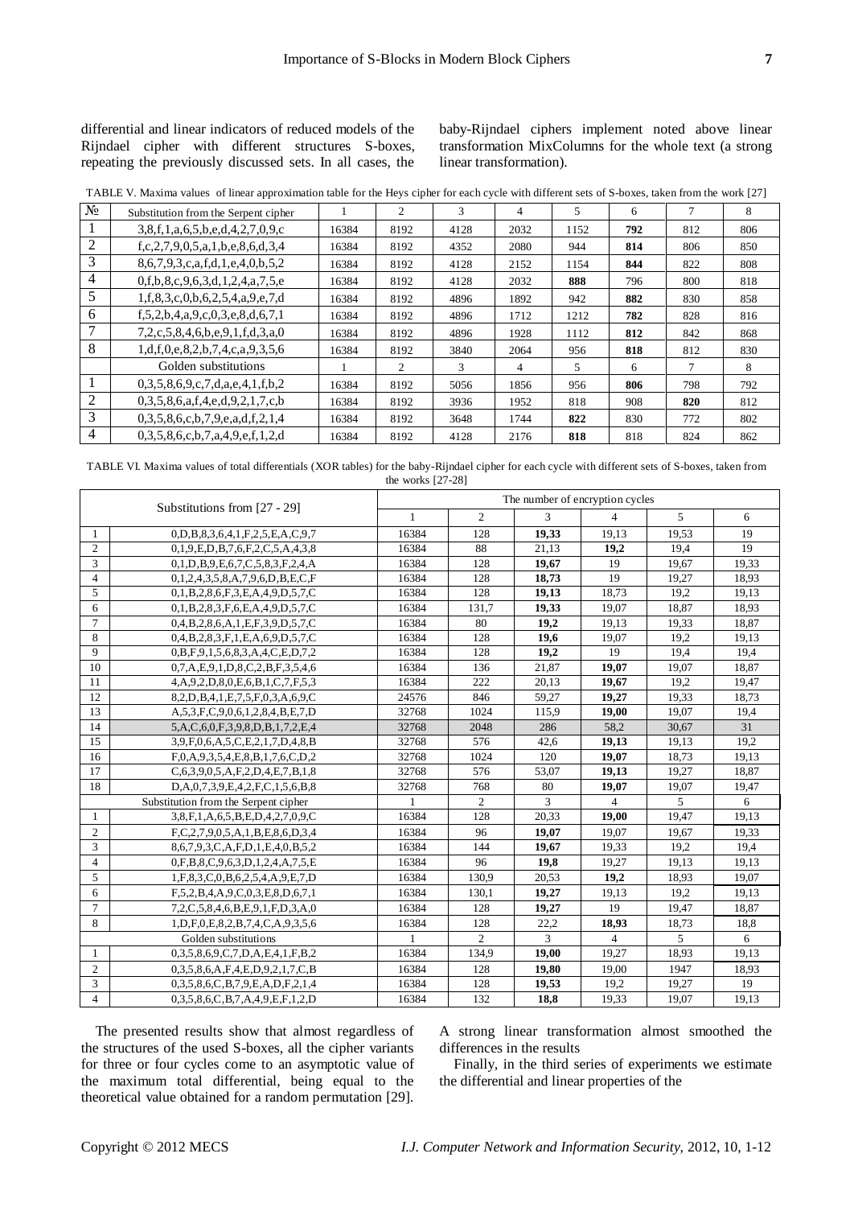differential and linear indicators of reduced models of the Rijndael cipher with different structures S-boxes, repeating the previously discussed sets. In all cases, the baby-Rijndael ciphers implement noted above linear transformation MixColumns for the whole text (a strong linear transformation).

TABLE V. Maxima values of linear approximation table for the Heys cipher for each cycle with different sets of S-boxes, taken from the work [27]

| № | Substitution from the Serpent cipher | 1 | 2 | 3 | 4 | 5 | 6 | 7 | 8 |
|---|---|---|---|---|---|---|---|---|---|
| 1 | 3,8,f,1,a,6,5,b,e,d,4,2,7,0,9,c | 16384 | 8192 | 4128 | 2032 | 1152 | **792** | 812 | 806 |
| 2 | f,c,2,7,9,0,5,a,1,b,e,8,6,d,3,4 | 16384 | 8192 | 4352 | 2080 | 944 | **814** | 806 | 850 |
| 3 | 8,6,7,9,3,c,a,f,d,1,e,4,0,b,5,2 | 16384 | 8192 | 4128 | 2152 | 1154 | **844** | 822 | 808 |
| 4 | 0,f,b,8,c,9,6,3,d,1,2,4,a,7,5,e | 16384 | 8192 | 4128 | 2032 | **888** | 796 | 800 | 818 |
| 5 | 1,f,8,3,c,0,b,6,2,5,4,a,9,e,7,d | 16384 | 8192 | 4896 | 1892 | 942 | **882** | 830 | 858 |
| 6 | f,5,2,b,4,a,9,c,0,3,e,8,d,6,7,1 | 16384 | 8192 | 4896 | 1712 | 1212 | **782** | 828 | 816 |
| 7 | 7,2,c,5,8,4,6,b,e,9,1,f,d,3,a,0 | 16384 | 8192 | 4896 | 1928 | 1112 | **812** | 842 | 868 |
| 8 | 1,d,f,0,e,8,2,b,7,4,c,a,9,3,5,6 | 16384 | 8192 | 3840 | 2064 | 956 | **818** | 812 | 830 |
| | Golden substitutions | 1 | 2 | 3 | 4 | 5 | 6 | 7 | 8 |
| 1 | 0,3,5,8,6,9,c,7,d,a,e,4,1,f,b,2 | 16384 | 8192 | 5056 | 1856 | 956 | **806** | 798 | 792 |
| 2 | 0,3,5,8,6,a,f,4,e,d,9,2,1,7,c,b | 16384 | 8192 | 3936 | 1952 | 818 | 908 | **820** | 812 |
| 3 | 0,3,5,8,6,c,b,7,9,e,a,d,f,2,1,4 | 16384 | 8192 | 3648 | 1744 | **822** | 830 | 772 | 802 |
| 4 | 0,3,5,8,6,c,b,7,a,4,9,e,f,1,2,d | 16384 | 8192 | 4128 | 2176 | **818** | 818 | 824 | 862 |

TABLE VI. Maxima values of total differentials (XOR tables) for the baby-Rijndael cipher for each cycle with different sets of S-boxes, taken from the works [27-28]

| | Substitutions from [27 - 29] | The number of encryption cycles | | | | | |
|---|---|---|---|---|---|---|---|
| | | 1 | 2 | 3 | 4 | 5 | 6 |
| 1 | 0,D,B,8,3,6,4,1,F,2,5,E,A,C,9,7 | 16384 | 128 | **19,33** | 19,13 | 19,53 | 19 |
| 2 | 0,1,9,E,D,B,7,6,F,2,C,5,A,4,3,8 | 16384 | 88 | 21,13 | **19,2** | 19,4 | 19 |
| 3 | 0,1,D,B,9,E,6,7,C,5,8,3,F,2,4,A | 16384 | 128 | **19,67** | 19 | 19,67 | 19,33 |
| 4 | 0,1,2,4,3,5,8,A,7,9,6,D,B,E,C,F | 16384 | 128 | **18,73** | 19 | 19,27 | 18,93 |
| 5 | 0,1,B,2,8,6,F,3,E,A,4,9,D,5,7,C | 16384 | 128 | **19,13** | 18,73 | 19,2 | 19,13 |
| 6 | 0,1,B,2,8,3,F,6,E,A,4,9,D,5,7,C | 16384 | 131,7 | **19,33** | 19,07 | 18,87 | 18,93 |
| 7 | 0,4,B,2,8,6,A,1,E,F,3,9,D,5,7,C | 16384 | 80 | **19,2** | 19,13 | 19,33 | 18,87 |
| 8 | 0,4,B,2,8,3,F,1,E,A,6,9,D,5,7,C | 16384 | 128 | **19,6** | 19,07 | 19,2 | 19,13 |
| 9 | 0,B,F,9,1,5,6,8,3,A,4,C,E,D,7,2 | 16384 | 128 | **19,2** | 19 | 19,4 | 19,4 |
| 10 | 0,7,A,E,9,1,D,8,C,2,B,F,3,5,4,6 | 16384 | 136 | 21,87 | **19,07** | 19,07 | 18,87 |
| 11 | 4,A,9,2,D,8,0,E,6,B,1,C,7,F,5,3 | 16384 | 222 | 20,13 | **19,67** | 19,2 | 19,47 |
| 12 | 8,2,D,B,4,1,E,7,5,F,0,3,A,6,9,C | 24576 | 846 | 59,27 | **19,27** | 19,33 | 18,73 |
| 13 | A,5,3,F,C,9,0,6,1,2,8,4,B,E,7,D | 32768 | 1024 | 115,9 | **19,00** | 19,07 | 19,4 |
| 14 | 5,A,C,6,0,F,3,9,8,D,B,1,7,2,E,4 | 32768 | 2048 | 286 | 58,2 | 30,67 | 31 |
| 15 | 3,9,F,0,6,A,5,C,E,2,1,7,D,4,8,B | 32768 | 576 | 42,6 | **19,13** | 19,13 | 19,2 |
| 16 | F,0,A,9,3,5,4,E,8,B,1,7,6,C,D,2 | 32768 | 1024 | 120 | **19,07** | 18,73 | 19,13 |
| 17 | C,6,3,9,0,5,A,F,2,D,4,E,7,B,1,8 | 32768 | 576 | 53,07 | **19,13** | 19,27 | 18,87 |
| 18 | D,A,0,7,3,9,E,4,2,F,C,1,5,6,B,8 | 32768 | 768 | 80 | **19,07** | 19,07 | 19,47 |
| | Substitution from the Serpent cipher | 1 | 2 | 3 | 4 | 5 | 6 |
| 1 | 3,8,F,1,A,6,5,B,E,D,4,2,7,0,9,C | 16384 | 128 | 20,33 | **19,00** | 19,47 | 19,13 |
| 2 | F,C,2,7,9,0,5,A,1,B,E,8,6,D,3,4 | 16384 | 96 | **19,07** | 19,07 | 19,67 | 19,33 |
| 3 | 8,6,7,9,3,C,A,F,D,1,E,4,0,B,5,2 | 16384 | 144 | **19,67** | 19,33 | 19,2 | 19,4 |
| 4 | 0,F,B,8,C,9,6,3,D,1,2,4,A,7,5,E | 16384 | 96 | **19,8** | 19,27 | 19,13 | 19,13 |
| 5 | 1,F,8,3,C,0,B,6,2,5,4,A,9,E,7,D | 16384 | 130,9 | 20,53 | **19,2** | 18,93 | 19,07 |
| 6 | F,5,2,B,4,A,9,C,0,3,E,8,D,6,7,1 | 16384 | 130,1 | **19,27** | 19,13 | 19,2 | 19,13 |
| 7 | 7,2,C,5,8,4,6,B,E,9,1,F,D,3,A,0 | 16384 | 128 | **19,27** | 19 | 19,47 | 18,87 |
| 8 | 1,D,F,0,E,8,2,B,7,4,C,A,9,3,5,6 | 16384 | 128 | 22,2 | **18,93** | 18,73 | 18,8 |
| | Golden substitutions | 1 | 2 | 3 | 4 | 5 | 6 |
| 1 | 0,3,5,8,6,9,C,7,D,A,E,4,1,F,B,2 | 16384 | 134,9 | **19,00** | 19,27 | 18,93 | 19,13 |
| 2 | 0,3,5,8,6,A,F,4,E,D,9,2,1,7,C,B | 16384 | 128 | **19,80** | 19,00 | 1947 | 18,93 |
| 3 | 0,3,5,8,6,C,B,7,9,E,A,D,F,2,1,4 | 16384 | 128 | **19,53** | 19,2 | 19,27 | 19 |
| 4 | 0,3,5,8,6,C,B,7,A,4,9,E,F,1,2,D | 16384 | 132 | **18,8** | 19,33 | 19,07 | 19,13 |

The presented results show that almost regardless of the structures of the used S-boxes, all the cipher variants for three or four cycles come to an asymptotic value of the maximum total differential, being equal to the theoretical value obtained for a random permutation [29]. A strong linear transformation almost smoothed the differences in the results

Finally, in the third series of experiments we estimate the differential and linear properties of the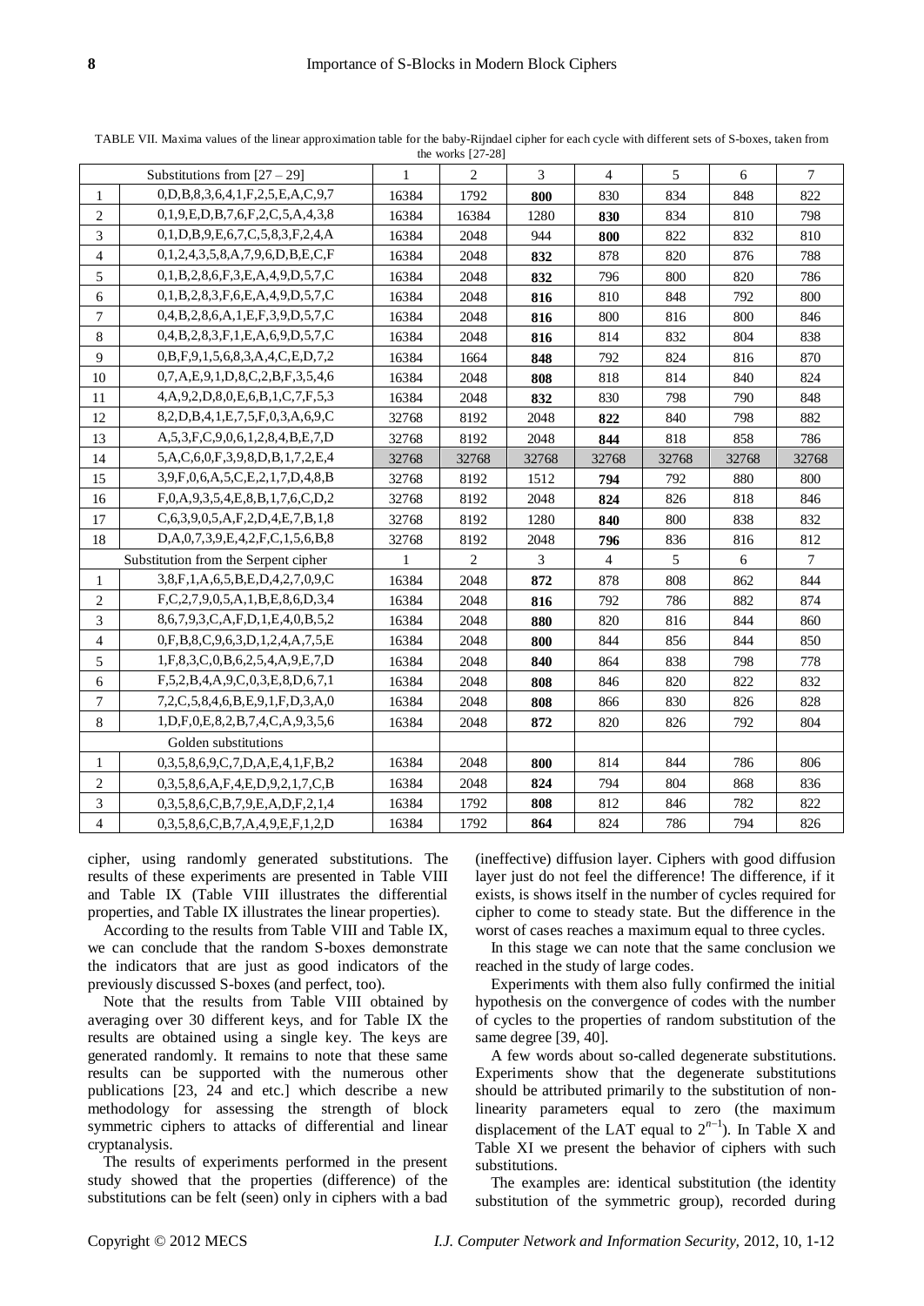TABLE VII. Maxima values of the linear approximation table for the baby-Rijndael cipher for each cycle with different sets of S-boxes, taken from the works [27-28]

| Substitutions from [27 – 29] | | 1 | 2 | 3 | 4 | 5 | 6 | 7 |
|---|---|---|---|---|---|---|---|---|
| 1 | 0,D,B,8,3,6,4,1,F,2,5,E,A,C,9,7 | 16384 | 1792 | **800** | 830 | 834 | 848 | 822 |
| 2 | 0,1,9,E,D,B,7,6,F,2,C,5,A,4,3,8 | 16384 | 16384 | 1280 | **830** | 834 | 810 | 798 |
| 3 | 0,1,D,B,9,E,6,7,C,5,8,3,F,2,4,A | 16384 | 2048 | 944 | **800** | 822 | 832 | 810 |
| 4 | 0,1,2,4,3,5,8,A,7,9,6,D,B,E,C,F | 16384 | 2048 | **832** | 878 | 820 | 876 | 788 |
| 5 | 0,1,B,2,8,6,F,3,E,A,4,9,D,5,7,C | 16384 | 2048 | **832** | 796 | 800 | 820 | 786 |
| 6 | 0,1,B,2,8,3,F,6,E,A,4,9,D,5,7,C | 16384 | 2048 | **816** | 810 | 848 | 792 | 800 |
| 7 | 0,4,B,2,8,6,A,1,E,F,3,9,D,5,7,C | 16384 | 2048 | **816** | 800 | 816 | 800 | 846 |
| 8 | 0,4,B,2,8,3,F,1,E,A,6,9,D,5,7,C | 16384 | 2048 | **816** | 814 | 832 | 804 | 838 |
| 9 | 0,B,F,9,1,5,6,8,3,A,4,C,E,D,7,2 | 16384 | 1664 | **848** | 792 | 824 | 816 | 870 |
| 10 | 0,7,A,E,9,1,D,8,C,2,B,F,3,5,4,6 | 16384 | 2048 | **808** | 818 | 814 | 840 | 824 |
| 11 | 4,A,9,2,D,8,0,E,6,B,1,C,7,F,5,3 | 16384 | 2048 | **832** | 830 | 798 | 790 | 848 |
| 12 | 8,2,D,B,4,1,E,7,5,F,0,3,A,6,9,C | 32768 | 8192 | 2048 | **822** | 840 | 798 | 882 |
| 13 | A,5,3,F,C,9,0,6,1,2,8,4,B,E,7,D | 32768 | 8192 | 2048 | **844** | 818 | 858 | 786 |
| 14 | 5,A,C,6,0,F,3,9,8,D,B,1,7,2,E,4 | 32768 | 32768 | 32768 | 32768 | 32768 | 32768 | 32768 |
| 15 | 3,9,F,0,6,A,5,C,E,2,1,7,D,4,8,B | 32768 | 8192 | 1512 | **794** | 792 | 880 | 800 |
| 16 | F,0,A,9,3,5,4,E,8,B,1,7,6,C,D,2 | 32768 | 8192 | 2048 | **824** | 826 | 818 | 846 |
| 17 | C,6,3,9,0,5,A,F,2,D,4,E,7,B,1,8 | 32768 | 8192 | 1280 | **840** | 800 | 838 | 832 |
| 18 | D,A,0,7,3,9,E,4,2,F,C,1,5,6,B,8 | 32768 | 8192 | 2048 | **796** | 836 | 816 | 812 |
| Substitution from the Serpent cipher | | 1 | 2 | 3 | 4 | 5 | 6 | 7 |
| 1 | 3,8,F,1,A,6,5,B,E,D,4,2,7,0,9,C | 16384 | 2048 | **872** | 878 | 808 | 862 | 844 |
| 2 | F,C,2,7,9,0,5,A,1,B,E,8,6,D,3,4 | 16384 | 2048 | **816** | 792 | 786 | 882 | 874 |
| 3 | 8,6,7,9,3,C,A,F,D,1,E,4,0,B,5,2 | 16384 | 2048 | **880** | 820 | 816 | 844 | 860 |
| 4 | 0,F,B,8,C,9,6,3,D,1,2,4,A,7,5,E | 16384 | 2048 | **800** | 844 | 856 | 844 | 850 |
| 5 | 1,F,8,3,C,0,B,6,2,5,4,A,9,E,7,D | 16384 | 2048 | **840** | 864 | 838 | 798 | 778 |
| 6 | F,5,2,B,4,A,9,C,0,3,E,8,D,6,7,1 | 16384 | 2048 | **808** | 846 | 820 | 822 | 832 |
| 7 | 7,2,C,5,8,4,6,B,E,9,1,F,D,3,A,0 | 16384 | 2048 | **808** | 866 | 830 | 826 | 828 |
| 8 | 1,D,F,0,E,8,2,B,7,4,C,A,9,3,5,6 | 16384 | 2048 | **872** | 820 | 826 | 792 | 804 |
| Golden substitutions | | | | | | | | |
| 1 | 0,3,5,8,6,9,C,7,D,A,E,4,1,F,B,2 | 16384 | 2048 | **800** | 814 | 844 | 786 | 806 |
| 2 | 0,3,5,8,6,A,F,4,E,D,9,2,1,7,C,B | 16384 | 2048 | **824** | 794 | 804 | 868 | 836 |
| 3 | 0,3,5,8,6,C,B,7,9,E,A,D,F,2,1,4 | 16384 | 1792 | **808** | 812 | 846 | 782 | 822 |
| 4 | 0,3,5,8,6,C,B,7,A,4,9,E,F,1,2,D | 16384 | 1792 | **864** | 824 | 786 | 794 | 826 |

cipher, using randomly generated substitutions. The results of these experiments are presented in Table VIII and Table IX (Table VIII illustrates the differential properties, and Table IX illustrates the linear properties).

According to the results from Table VIII and Table IX, we can conclude that the random S-boxes demonstrate the indicators that are just as good indicators of the previously discussed S-boxes (and perfect, too).

Note that the results from Table VIII obtained by averaging over 30 different keys, and for Table IX the results are obtained using a single key. The keys are generated randomly. It remains to note that these same results can be supported with the numerous other publications [23, 24 and etc.] which describe a new methodology for assessing the strength of block symmetric ciphers to attacks of differential and linear cryptanalysis.

The results of experiments performed in the present study showed that the properties (difference) of the substitutions can be felt (seen) only in ciphers with a bad (ineffective) diffusion layer. Ciphers with good diffusion layer just do not feel the difference! The difference, if it exists, is shows itself in the number of cycles required for cipher to come to steady state. But the difference in the worst of cases reaches a maximum equal to three cycles.

In this stage we can note that the same conclusion we reached in the study of large codes.

Experiments with them also fully confirmed the initial hypothesis on the convergence of codes with the number of cycles to the properties of random substitution of the same degree [39, 40].

A few words about so-called degenerate substitutions. Experiments show that the degenerate substitutions should be attributed primarily to the substitution of non-linearity parameters equal to zero (the maximum displacement of the LAT equal to $2^{n-1}$). In Table X and Table XI we present the behavior of ciphers with such substitutions.

The examples are: identical substitution (the identity substitution of the symmetric group), recorded during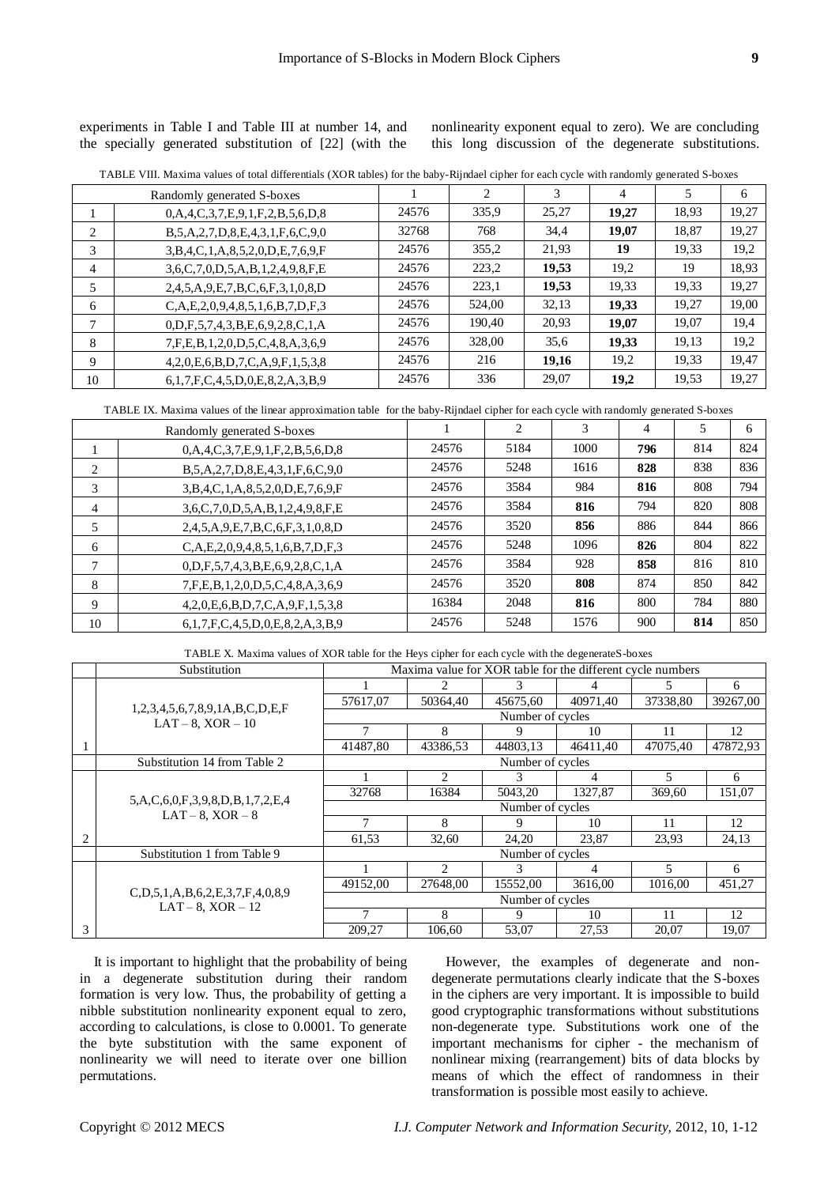experiments in Table I and Table III at number 14, and the specially generated substitution of [22] (with the nonlinearity exponent equal to zero). We are concluding this long discussion of the degenerate substitutions.

TABLE VIII. Maxima values of total differentials (XOR tables) for the baby-Rijndael cipher for each cycle with randomly generated S-boxes

| Randomly generated S-boxes | | 1 | 2 | 3 | 4 | 5 | 6 |
|---|---|---|---|---|---|---|---|
| 1 | 0,A,4,C,3,7,E,9,1,F,2,B,5,6,D,8 | 24576 | 335,9 | 25,27 | **19,27** | 18,93 | 19,27 |
| 2 | B,5,A,2,7,D,8,E,4,3,1,F,6,C,9,0 | 32768 | 768 | 34,4 | **19,07** | 18,87 | 19,27 |
| 3 | 3,B,4,C,1,A,8,5,2,0,D,E,7,6,9,F | 24576 | 355,2 | 21,93 | **19** | 19,33 | 19,2 |
| 4 | 3,6,C,7,0,D,5,A,B,1,2,4,9,8,F,E | 24576 | 223,2 | **19,53** | 19,2 | 19 | 18,93 |
| 5 | 2,4,5,A,9,E,7,B,C,6,F,3,1,0,8,D | 24576 | 223,1 | **19,53** | 19,33 | 19,33 | 19,27 |
| 6 | C,A,E,2,0,9,4,8,5,1,6,B,7,D,F,3 | 24576 | 524,00 | 32,13 | **19,33** | 19,27 | 19,00 |
| 7 | 0,D,F,5,7,4,3,B,E,6,9,2,8,C,1,A | 24576 | 190,40 | 20,93 | **19,07** | 19,07 | 19,4 |
| 8 | 7,F,E,B,1,2,0,D,5,C,4,8,A,3,6,9 | 24576 | 328,00 | 35,6 | **19,33** | 19,13 | 19,2 |
| 9 | 4,2,0,E,6,B,D,7,C,A,9,F,1,5,3,8 | 24576 | 216 | **19,16** | 19,2 | 19,33 | 19,47 |
| 10 | 6,1,7,F,C,4,5,D,0,E,8,2,A,3,B,9 | 24576 | 336 | 29,07 | **19,2** | 19,53 | 19,27 |

TABLE IX. Maxima values of the linear approximation table for the baby-Rijndael cipher for each cycle with randomly generated S-boxes

| Randomly generated S-boxes | | 1 | 2 | 3 | 4 | 5 | 6 |
|---|---|---|---|---|---|---|---|
| 1 | 0,A,4,C,3,7,E,9,1,F,2,B,5,6,D,8 | 24576 | 5184 | 1000 | **796** | 814 | 824 |
| 2 | B,5,A,2,7,D,8,E,4,3,1,F,6,C,9,0 | 24576 | 5248 | 1616 | **828** | 838 | 836 |
| 3 | 3,B,4,C,1,A,8,5,2,0,D,E,7,6,9,F | 24576 | 3584 | 984 | **816** | 808 | 794 |
| 4 | 3,6,C,7,0,D,5,A,B,1,2,4,9,8,F,E | 24576 | 3584 | **816** | 794 | 820 | 808 |
| 5 | 2,4,5,A,9,E,7,B,C,6,F,3,1,0,8,D | 24576 | 3520 | **856** | 886 | 844 | 866 |
| 6 | C,A,E,2,0,9,4,8,5,1,6,B,7,D,F,3 | 24576 | 5248 | 1096 | **826** | 804 | 822 |
| 7 | 0,D,F,5,7,4,3,B,E,6,9,2,8,C,1,A | 24576 | 3584 | 928 | **858** | 816 | 810 |
| 8 | 7,F,E,B,1,2,0,D,5,C,4,8,A,3,6,9 | 24576 | 3520 | **808** | 874 | 850 | 842 |
| 9 | 4,2,0,E,6,B,D,7,C,A,9,F,1,5,3,8 | 16384 | 2048 | **816** | 800 | 784 | 880 |
| 10 | 6,1,7,F,C,4,5,D,0,E,8,2,A,3,B,9 | 24576 | 5248 | 1576 | 900 | **814** | 850 |

TABLE X. Maxima values of XOR table for the Heys cipher for each cycle with the degenerateS-boxes

| | Substitution | Maxima value for XOR table for the different cycle numbers | | | | | |
|---|---|---|---|---|---|---|---|
| | | 1 | 2 | 3 | 4 | 5 | 6 |
| | 1,2,3,4,5,6,7,8,9,1A,B,C,D,E,F<br>LAT – 8, XOR – 10 | 57617,07 | 50364,40 | 45675,60 | 40971,40 | 37338,80 | 39267,00 |
| | | Number of cycles | | | | | |
| | | 7 | 8 | 9 | 10 | 11 | 12 |
| 1 | | 41487,80 | 43386,53 | 44803,13 | 46411,40 | 47075,40 | 47872,93 |
| | Substitution 14 from Table 2 | Number of cycles | | | | | |
| | | 1 | 2 | 3 | 4 | 5 | 6 |
| | 5,A,C,6,0,F,3,9,8,D,B,1,7,2,E,4<br>LAT – 8, XOR – 8 | 32768 | 16384 | 5043,20 | 1327,87 | 369,60 | 151,07 |
| | | Number of cycles | | | | | |
| | | 7 | 8 | 9 | 10 | 11 | 12 |
| 2 | | 61,53 | 32,60 | 24,20 | 23,87 | 23,93 | 24,13 |
| | Substitution 1 from Table 9 | Number of cycles | | | | | |
| | | 1 | 2 | 3 | 4 | 5 | 6 |
| | C,D,5,1,A,B,6,2,E,3,7,F,4,0,8,9<br>LAT – 8, XOR – 12 | 49152,00 | 27648,00 | 15552,00 | 3616,00 | 1016,00 | 451,27 |
| | | Number of cycles | | | | | |
| | | 7 | 8 | 9 | 10 | 11 | 12 |
| 3 | | 209,27 | 106,60 | 53,07 | 27,53 | 20,07 | 19,07 |

It is important to highlight that the probability of being in a degenerate substitution during their random formation is very low. Thus, the probability of getting a nibble substitution nonlinearity exponent equal to zero, according to calculations, is close to 0.0001. To generate the byte substitution with the same exponent of nonlinearity we will need to iterate over one billion permutations.

However, the examples of degenerate and non-degenerate permutations clearly indicate that the S-boxes in the ciphers are very important. It is impossible to build good cryptographic transformations without substitutions non-degenerate type. Substitutions work one of the important mechanisms for cipher - the mechanism of nonlinear mixing (rearrangement) bits of data blocks by means of which the effect of randomness in their transformation is possible most easily to achieve.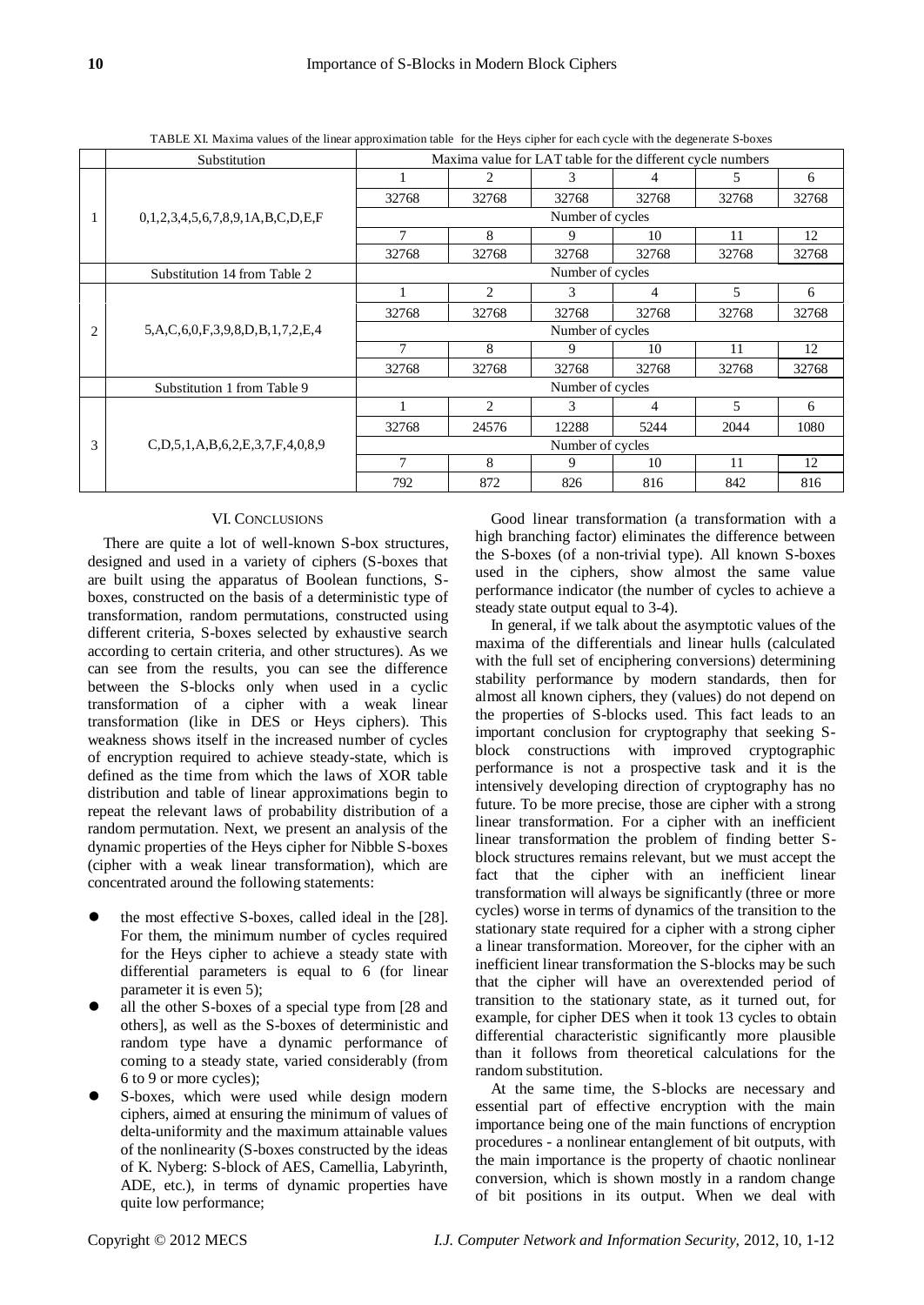TABLE XI. Maxima values of the linear approximation table for the Heys cipher for each cycle with the degenerate S-boxes

| | Substitution | Maxima value for LAT table for the different cycle numbers | | | | | |
|---|---|---|---|---|---|---|---|
| 1 | 0,1,2,3,4,5,6,7,8,9,1A,B,C,D,E,F | 1 | 2 | 3 | 4 | 5 | 6 |
| | | 32768 | 32768 | 32768 | 32768 | 32768 | 32768 |
| | | Number of cycles | | | | | |
| | | 7 | 8 | 9 | 10 | 11 | 12 |
| | | 32768 | 32768 | 32768 | 32768 | 32768 | 32768 |
| | Substitution 14 from Table 2 | Number of cycles | | | | | |
| 2 | 5,A,C,6,0,F,3,9,8,D,B,1,7,2,E,4 | 1 | 2 | 3 | 4 | 5 | 6 |
| | | 32768 | 32768 | 32768 | 32768 | 32768 | 32768 |
| | | Number of cycles | | | | | |
| | | 7 | 8 | 9 | 10 | 11 | 12 |
| | | 32768 | 32768 | 32768 | 32768 | 32768 | 32768 |
| | Substitution 1 from Table 9 | Number of cycles | | | | | |
| 3 | C,D,5,1,A,B,6,2,E,3,7,F,4,0,8,9 | 1 | 2 | 3 | 4 | 5 | 6 |
| | | 32768 | 24576 | 12288 | 5244 | 2044 | 1080 |
| | | Number of cycles | | | | | |
| | | 7 | 8 | 9 | 10 | 11 | 12 |
| | | 792 | 872 | 826 | 816 | 842 | 816 |

## VI. Conclusions

There are quite a lot of well-known S-box structures, designed and used in a variety of ciphers (S-boxes that are built using the apparatus of Boolean functions, S-boxes, constructed on the basis of a deterministic type of transformation, random permutations, constructed using different criteria, S-boxes selected by exhaustive search according to certain criteria, and other structures). As we can see from the results, you can see the difference between the S-blocks only when used in a cyclic transformation of a cipher with a weak linear transformation (like in DES or Heys ciphers). This weakness shows itself in the increased number of cycles of encryption required to achieve steady-state, which is defined as the time from which the laws of XOR table distribution and table of linear approximations begin to repeat the relevant laws of probability distribution of a random permutation. Next, we present an analysis of the dynamic properties of the Heys cipher for Nibble S-boxes (cipher with a weak linear transformation), which are concentrated around the following statements:

- the most effective S-boxes, called ideal in the [28]. For them, the minimum number of cycles required for the Heys cipher to achieve a steady state with differential parameters is equal to 6 (for linear parameter it is even 5);
- all the other S-boxes of a special type from [28 and others], as well as the S-boxes of deterministic and random type have a dynamic performance of coming to a steady state, varied considerably (from 6 to 9 or more cycles);
- S-boxes, which were used while design modern ciphers, aimed at ensuring the minimum of values of delta-uniformity and the maximum attainable values of the nonlinearity (S-boxes constructed by the ideas of K. Nyberg: S-block of AES, Camellia, Labyrinth, ADE, etc.), in terms of dynamic properties have quite low performance;

Good linear transformation (a transformation with a high branching factor) eliminates the difference between the S-boxes (of a non-trivial type). All known S-boxes used in the ciphers, show almost the same value performance indicator (the number of cycles to achieve a steady state output equal to 3-4).

In general, if we talk about the asymptotic values of the maxima of the differentials and linear hulls (calculated with the full set of enciphering conversions) determining stability performance by modern standards, then for almost all known ciphers, they (values) do not depend on the properties of S-blocks used. This fact leads to an important conclusion for cryptography that seeking S-block constructions with improved cryptographic performance is not a prospective task and it is the intensively developing direction of cryptography has no future. To be more precise, those are cipher with a strong linear transformation. For a cipher with an inefficient linear transformation the problem of finding better S-block structures remains relevant, but we must accept the fact that the cipher with an inefficient linear transformation will always be significantly (three or more cycles) worse in terms of dynamics of the transition to the stationary state required for a cipher with a strong cipher a linear transformation. Moreover, for the cipher with an inefficient linear transformation the S-blocks may be such that the cipher will have an overextended period of transition to the stationary state, as it turned out, for example, for cipher DES when it took 13 cycles to obtain differential characteristic significantly more plausible than it follows from theoretical calculations for the random substitution.

At the same time, the S-blocks are necessary and essential part of effective encryption with the main importance being one of the main functions of encryption procedures - a nonlinear entanglement of bit outputs, with the main importance is the property of chaotic nonlinear conversion, which is shown mostly in a random change of bit positions in its output. When we deal with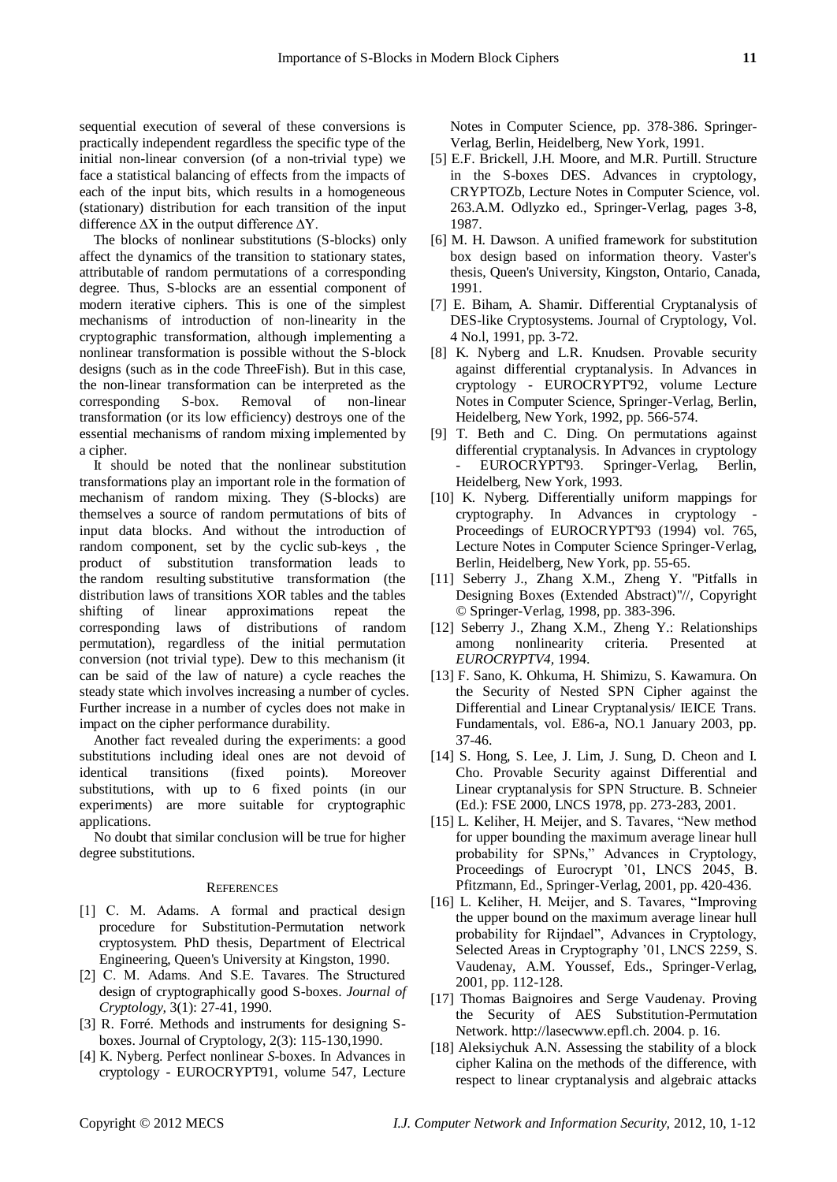sequential execution of several of these conversions is practically independent regardless the specific type of the initial non-linear conversion (of a non-trivial type) we face a statistical balancing of effects from the impacts of each of the input bits, which results in a homogeneous (stationary) distribution for each transition of the input difference $\Delta X$ in the output difference $\Delta Y$.

The blocks of nonlinear substitutions (S-blocks) only affect the dynamics of the transition to stationary states, attributable of random permutations of a corresponding degree. Thus, S-blocks are an essential component of modern iterative ciphers. This is one of the simplest mechanisms of introduction of non-linearity in the cryptographic transformation, although implementing a nonlinear transformation is possible without the S-block designs (such as in the code ThreeFish). But in this case, the non-linear transformation can be interpreted as the corresponding S-box. Removal of non-linear transformation (or its low efficiency) destroys one of the essential mechanisms of random mixing implemented by a cipher.

It should be noted that the nonlinear substitution transformations play an important role in the formation of mechanism of random mixing. They (S-blocks) are themselves a source of random permutations of bits of input data blocks. And without the introduction of random component, set by the cyclic sub-keys , the product of substitution transformation leads to the random resulting substitutive transformation (the distribution laws of transitions XOR tables and the tables shifting of linear approximations repeat the corresponding laws of distributions of random permutation), regardless of the initial permutation conversion (not trivial type). Dew to this mechanism (it can be said of the law of nature) a cycle reaches the steady state which involves increasing a number of cycles. Further increase in a number of cycles does not make in impact on the cipher performance durability.

Another fact revealed during the experiments: a good substitutions including ideal ones are not devoid of identical transitions (fixed points). Moreover substitutions, with up to 6 fixed points (in our experiments) are more suitable for cryptographic applications.

No doubt that similar conclusion will be true for higher degree substitutions.

## References

[1] C. M. Adams. A formal and practical design procedure for Substitution-Permutation network cryptosystem. PhD thesis, Department of Electrical Engineering, Queen's University at Kingston, 1990.

[2] C. M. Adams. And S.E. Tavares. The Structured design of cryptographically good S-boxes. *Journal of Cryptology*, 3(1): 27-41, 1990.

[3] R. Forré. Methods and instruments for designing S-boxes. Journal of Cryptology, 2(3): 115-130,1990.

[4] K. Nyberg. Perfect nonlinear *S*-boxes. In Advances in cryptology - EUROCRYPT91, volume 547, Lecture Notes in Computer Science, pp. 378-386. Springer-Verlag, Berlin, Heidelberg, New York, 1991.

[5] E.F. Brickell, J.H. Moore, and M.R. Purtill. Structure in the S-boxes DES. Advances in cryptology, CRYPTOZb, Lecture Notes in Computer Science, vol. 263.A.M. Odlyzko ed., Springer-Verlag, pages 3-8, 1987.

[6] M. H. Dawson. A unified framework for substitution box design based on information theory. Vaster's thesis, Queen's University, Kingston, Ontario, Canada, 1991.

[7] E. Biham, A. Shamir. Differential Cryptanalysis of DES-like Cryptosystems. Journal of Cryptology, Vol. 4 No.l, 1991, pp. 3-72.

[8] K. Nyberg and L.R. Knudsen. Provable security against differential cryptanalysis. In Advances in cryptology - EUROCRYPT'92, volume Lecture Notes in Computer Science, Springer-Verlag, Berlin, Heidelberg, New York, 1992, pp. 566-574.

[9] T. Beth and C. Ding. On permutations against differential cryptanalysis. In Advances in cryptology - EUROCRYPT'93. Springer-Verlag, Berlin, Heidelberg, New York, 1993.

[10] K. Nyberg. Differentially uniform mappings for cryptography. In Advances in cryptology - Proceedings of EUROCRYPT'93 (1994) vol. 765, Lecture Notes in Computer Science Springer-Verlag, Berlin, Heidelberg, New York, pp. 55-65.

[11] Seberry J., Zhang X.M., Zheng Y. "Pitfalls in Designing Boxes (Extended Abstract)"//, Copyright © Springer-Verlag, 1998, pp. 383-396.

[12] Seberry J., Zhang X.M., Zheng Y.: Relationships among nonlinearity criteria. Presented at *EUROCRYPTV4*, 1994.

[13] F. Sano, K. Ohkuma, H. Shimizu, S. Kawamura. On the Security of Nested SPN Cipher against the Differential and Linear Cryptanalysis/ IEICE Trans. Fundamentals, vol. E86-a, NO.1 January 2003, pp. 37-46.

[14] S. Hong, S. Lee, J. Lim, J. Sung, D. Cheon and I. Cho. Provable Security against Differential and Linear cryptanalysis for SPN Structure. B. Schneier (Ed.): FSE 2000, LNCS 1978, pp. 273-283, 2001.

[15] L. Keliher, H. Meijer, and S. Tavares, "New method for upper bounding the maximum average linear hull probability for SPNs," Advances in Cryptology, Proceedings of Eurocrypt '01, LNCS 2045, B. Pfitzmann, Ed., Springer-Verlag, 2001, pp. 420-436.

[16] L. Keliher, H. Meijer, and S. Tavares, "Improving the upper bound on the maximum average linear hull probability for Rijndael", Advances in Cryptology, Selected Areas in Cryptography '01, LNCS 2259, S. Vaudenay, A.M. Youssef, Eds., Springer-Verlag, 2001, pp. 112-128.

[17] Thomas Baignoires and Serge Vaudenay. Proving the Security of AES Substitution-Permutation Network. http://lasecwww.epfl.ch. 2004. p. 16.

[18] Aleksiychuk A.N. Assessing the stability of a block cipher Kalina on the methods of the difference, with respect to linear cryptanalysis and algebraic attacks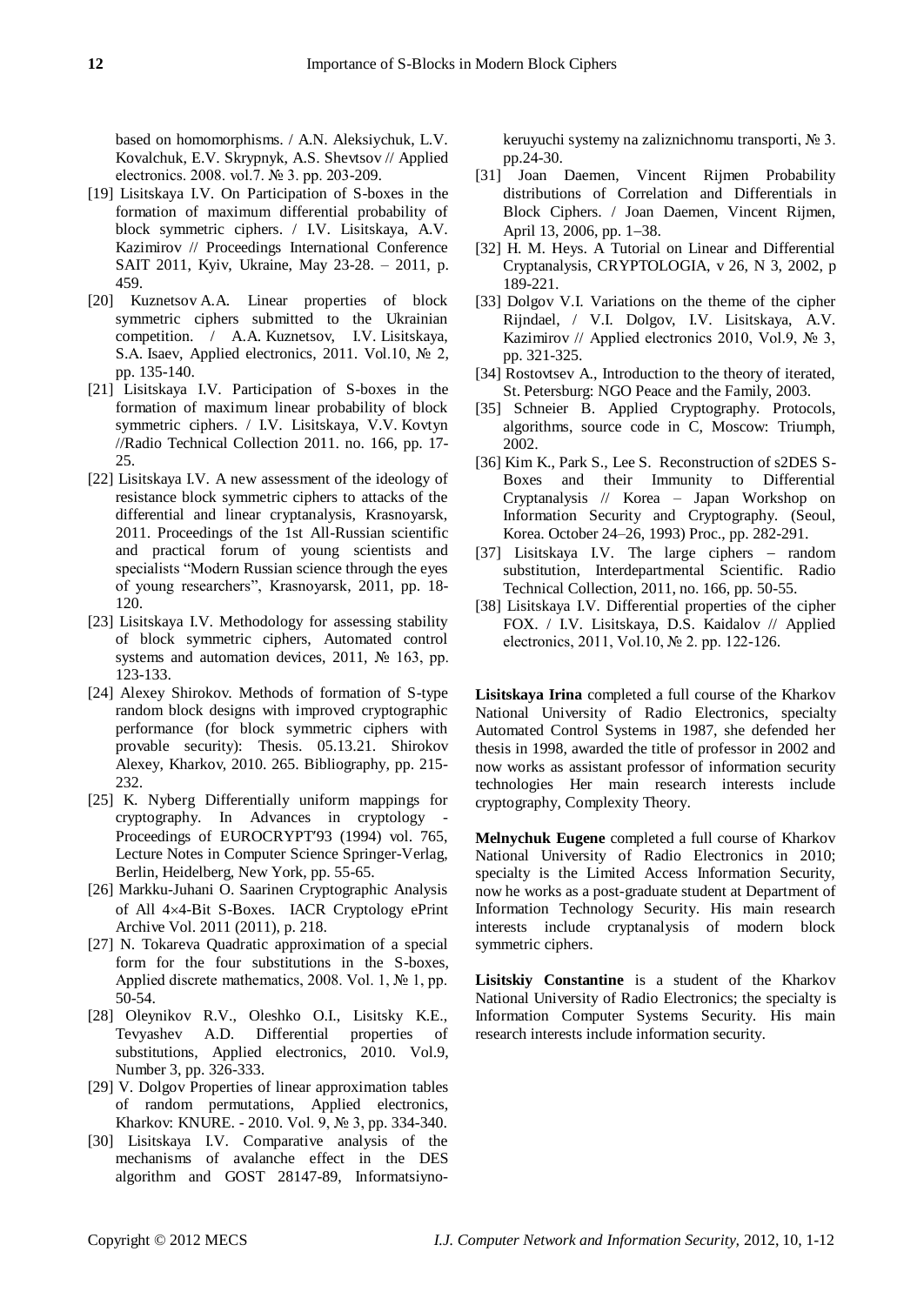based on homomorphisms. / A.N. Aleksiychuk, L.V. Kovalchuk, E.V. Skrypnyk, A.S. Shevtsov // Applied electronics. 2008. vol.7. № 3. pp. 203-209.

[19] Lisitskaya I.V. On Participation of S-boxes in the formation of maximum differential probability of block symmetric ciphers. / I.V. Lisitskaya, A.V. Kazimirov // Proceedings International Conference SAIT 2011, Kyiv, Ukraine, May 23-28. – 2011, p. 459.

[20] Kuznetsov A.A. Linear properties of block symmetric ciphers submitted to the Ukrainian competition. / A.A. Kuznetsov, I.V. Lisitskaya, S.A. Isaev, Applied electronics, 2011. Vol.10, № 2, pp. 135-140.

[21] Lisitskaya I.V. Participation of S-boxes in the formation of maximum linear probability of block symmetric ciphers. / I.V. Lisitskaya, V.V. Kovtyn //Radio Technical Collection 2011. no. 166, pp. 17-25.

[22] Lisitskaya I.V. A new assessment of the ideology of resistance block symmetric ciphers to attacks of the differential and linear cryptanalysis, Krasnoyarsk, 2011. Proceedings of the 1st All-Russian scientific and practical forum of young scientists and specialists "Modern Russian science through the eyes of young researchers", Krasnoyarsk, 2011, pp. 18-120.

[23] Lisitskaya I.V. Methodology for assessing stability of block symmetric ciphers, Automated control systems and automation devices, 2011, № 163, pp. 123-133.

[24] Alexey Shirokov. Methods of formation of S-type random block designs with improved cryptographic performance (for block symmetric ciphers with provable security): Thesis. 05.13.21. Shirokov Alexey, Kharkov, 2010. 265. Bibliography, pp. 215-232.

[25] K. Nyberg Differentially uniform mappings for cryptography. In Advances in cryptology - Proceedings of EUROCRYPT'93 (1994) vol. 765, Lecture Notes in Computer Science Springer-Verlag, Berlin, Heidelberg, New York, pp. 55-65.

[26] Markku-Juhani O. Saarinen Cryptographic Analysis of All 4×4-Bit S-Boxes. IACR Cryptology ePrint Archive Vol. 2011 (2011), p. 218.

[27] N. Tokareva Quadratic approximation of a special form for the four substitutions in the S-boxes, Applied discrete mathematics, 2008. Vol. 1, № 1, pp. 50-54.

[28] Oleynikov R.V., Oleshko O.I., Lisitsky K.E., Tevyashev A.D. Differential properties of substitutions, Applied electronics, 2010. Vol.9, Number 3, pp. 326-333.

[29] V. Dolgov Properties of linear approximation tables of random permutations, Applied electronics, Kharkov: KNURE. - 2010. Vol. 9, № 3, pp. 334-340.

[30] Lisitskaya I.V. Comparative analysis of the mechanisms of avalanche effect in the DES algorithm and GOST 28147-89, Informatsiyno-keruyuchi systemy na zaliznichnomu transporti, № 3. pp.24-30.

[31] Joan Daemen, Vincent Rijmen Probability distributions of Correlation and Differentials in Block Ciphers. / Joan Daemen, Vincent Rijmen, April 13, 2006, pp. 1–38.

[32] H. M. Heys. A Tutorial on Linear and Differential Cryptanalysis, CRYPTOLOGIA, v 26, N 3, 2002, p 189-221.

[33] Dolgov V.I. Variations on the theme of the cipher Rijndael, / V.I. Dolgov, I.V. Lisitskaya, A.V. Kazimirov // Applied electronics 2010, Vol.9, № 3, pp. 321-325.

[34] Rostovtsev A., Introduction to the theory of iterated, St. Petersburg: NGO Peace and the Family, 2003.

[35] Schneier B. Applied Cryptography. Protocols, algorithms, source code in C, Moscow: Triumph, 2002.

[36] Kim K., Park S., Lee S. Reconstruction of s2DES S-Boxes and their Immunity to Differential Cryptanalysis // Korea – Japan Workshop on Information Security and Cryptography. (Seoul, Korea. October 24–26, 1993) Proc., pp. 282-291.

[37] Lisitskaya I.V. The large ciphers – random substitution, Interdepartmental Scientific. Radio Technical Collection, 2011, no. 166, pp. 50-55.

[38] Lisitskaya I.V. Differential properties of the cipher FOX. / I.V. Lisitskaya, D.S. Kaidalov // Applied electronics, 2011, Vol.10, № 2. pp. 122-126.

**Lisitskaya Irina** completed a full course of the Kharkov National University of Radio Electronics, specialty Automated Control Systems in 1987, she defended her thesis in 1998, awarded the title of professor in 2002 and now works as assistant professor of information security technologies Her main research interests include cryptography, Complexity Theory.

**Melnychuk Eugene** completed a full course of Kharkov National University of Radio Electronics in 2010; specialty is the Limited Access Information Security, now he works as a post-graduate student at Department of Information Technology Security. His main research interests include cryptanalysis of modern block symmetric ciphers.

**Lisitskiy Constantine** is a student of the Kharkov National University of Radio Electronics; the specialty is Information Computer Systems Security. His main research interests include information security.